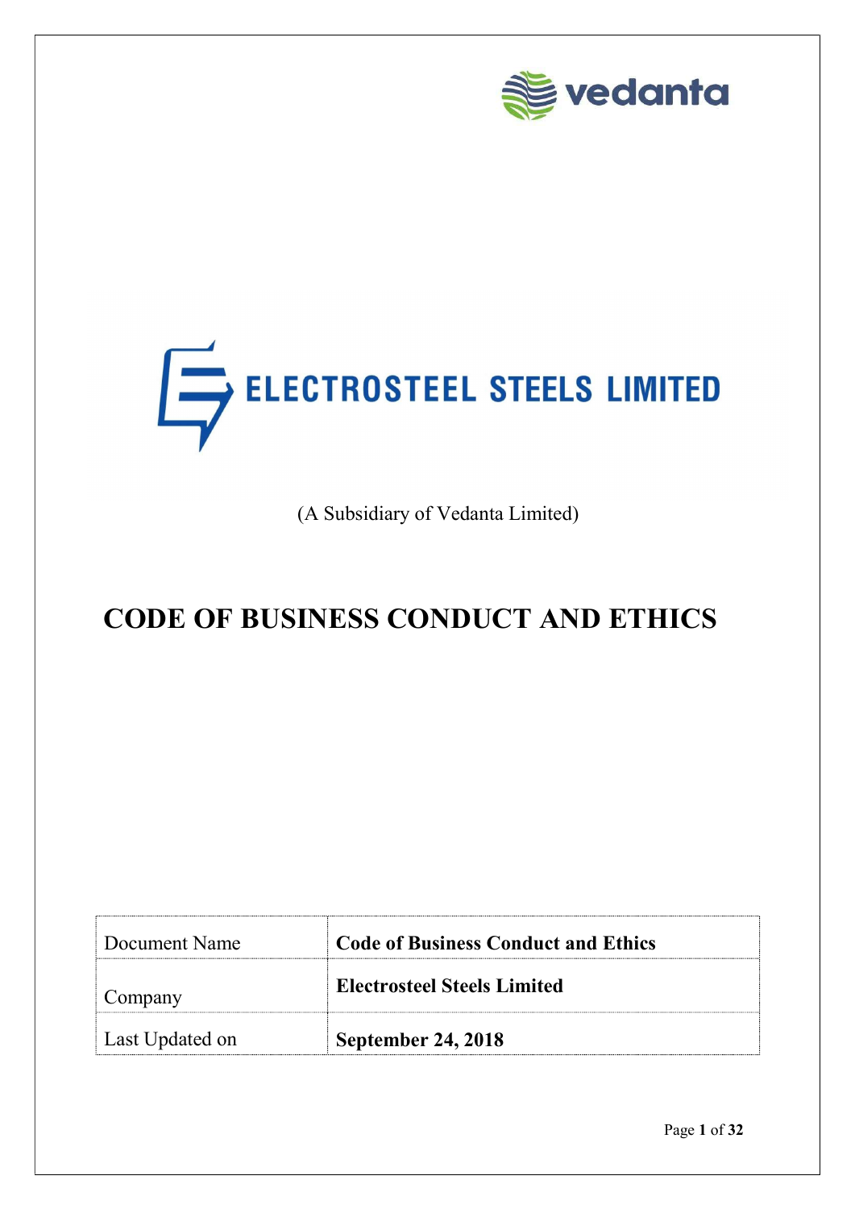vedanta

ELECTROSTEEL STEELS LIMITED

(A Subsidiary of Vedanta Limited)

# CODE OF BUSINESS CONDUCT AND ETHICS

| Document Name | **Code of Business Conduct and Ethics** |
|---|---|
| Company | **Electrosteel Steels Limited** |
| Last Updated on | **September 24, 2018** |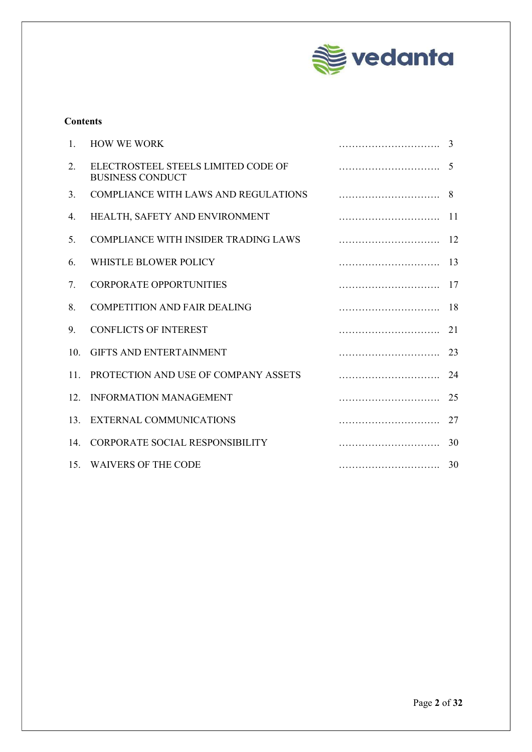**Contents**

| | | |
|---|---|---|
| 1. | HOW WE WORK | 3 |
| 2. | ELECTROSTEEL STEELS LIMITED CODE OF BUSINESS CONDUCT | 5 |
| 3. | COMPLIANCE WITH LAWS AND REGULATIONS | 8 |
| 4. | HEALTH, SAFETY AND ENVIRONMENT | 11 |
| 5. | COMPLIANCE WITH INSIDER TRADING LAWS | 12 |
| 6. | WHISTLE BLOWER POLICY | 13 |
| 7. | CORPORATE OPPORTUNITIES | 17 |
| 8. | COMPETITION AND FAIR DEALING | 18 |
| 9. | CONFLICTS OF INTEREST | 21 |
| 10. | GIFTS AND ENTERTAINMENT | 23 |
| 11. | PROTECTION AND USE OF COMPANY ASSETS | 24 |
| 12. | INFORMATION MANAGEMENT | 25 |
| 13. | EXTERNAL COMMUNICATIONS | 27 |
| 14. | CORPORATE SOCIAL RESPONSIBILITY | 30 |
| 15. | WAIVERS OF THE CODE | 30 |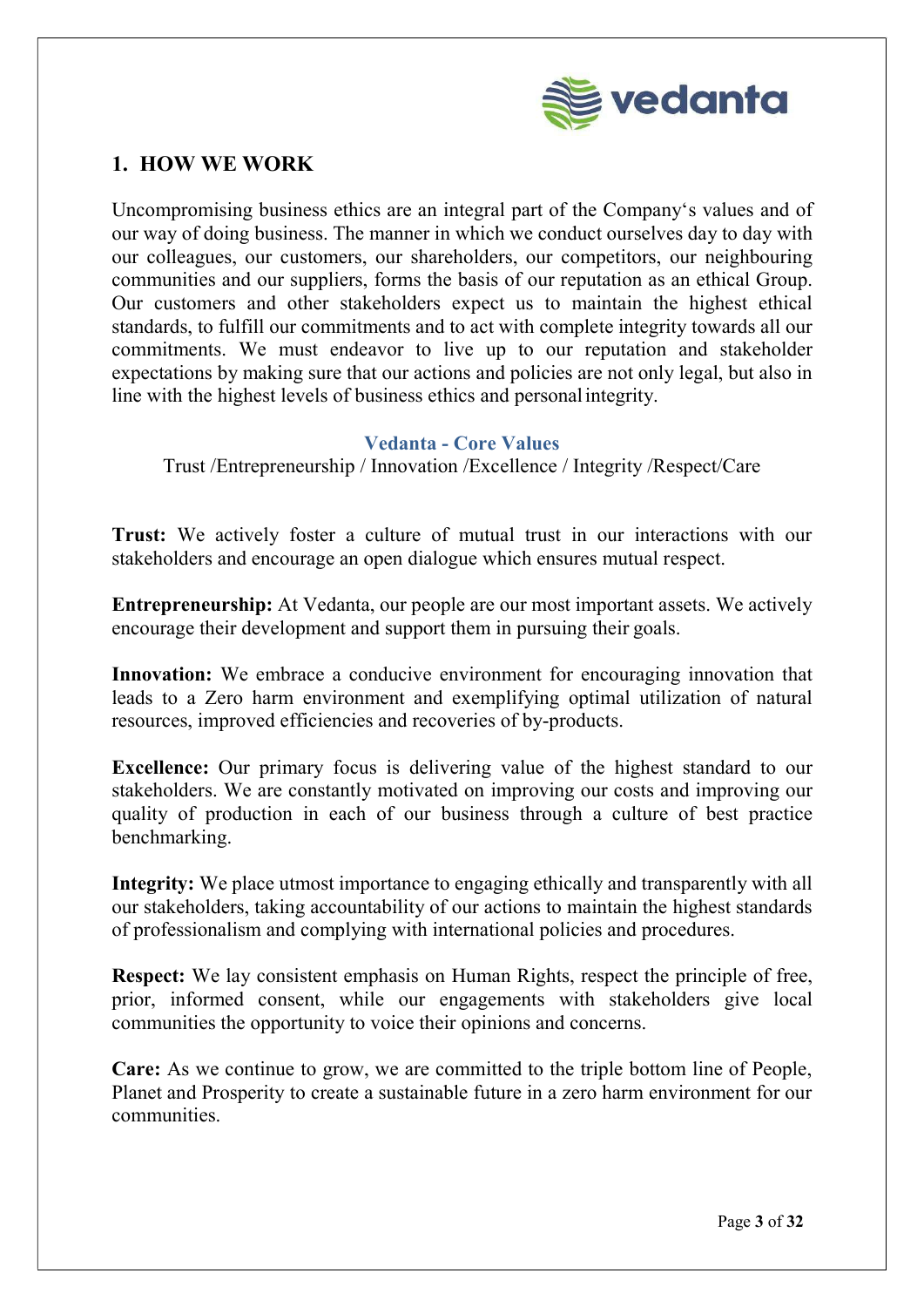## 1. HOW WE WORK

Uncompromising business ethics are an integral part of the Company's values and of our way of doing business. The manner in which we conduct ourselves day to day with our colleagues, our customers, our shareholders, our competitors, our neighbouring communities and our suppliers, forms the basis of our reputation as an ethical Group. Our customers and other stakeholders expect us to maintain the highest ethical standards, to fulfill our commitments and to act with complete integrity towards all our commitments. We must endeavor to live up to our reputation and stakeholder expectations by making sure that our actions and policies are not only legal, but also in line with the highest levels of business ethics and personal integrity.

### Vedanta - Core Values

Trust /Entrepreneurship / Innovation /Excellence / Integrity /Respect/Care

**Trust:** We actively foster a culture of mutual trust in our interactions with our stakeholders and encourage an open dialogue which ensures mutual respect.

**Entrepreneurship:** At Vedanta, our people are our most important assets. We actively encourage their development and support them in pursuing their goals.

**Innovation:** We embrace a conducive environment for encouraging innovation that leads to a Zero harm environment and exemplifying optimal utilization of natural resources, improved efficiencies and recoveries of by-products.

**Excellence:** Our primary focus is delivering value of the highest standard to our stakeholders. We are constantly motivated on improving our costs and improving our quality of production in each of our business through a culture of best practice benchmarking.

**Integrity:** We place utmost importance to engaging ethically and transparently with all our stakeholders, taking accountability of our actions to maintain the highest standards of professionalism and complying with international policies and procedures.

**Respect:** We lay consistent emphasis on Human Rights, respect the principle of free, prior, informed consent, while our engagements with stakeholders give local communities the opportunity to voice their opinions and concerns.

**Care:** As we continue to grow, we are committed to the triple bottom line of People, Planet and Prosperity to create a sustainable future in a zero harm environment for our communities.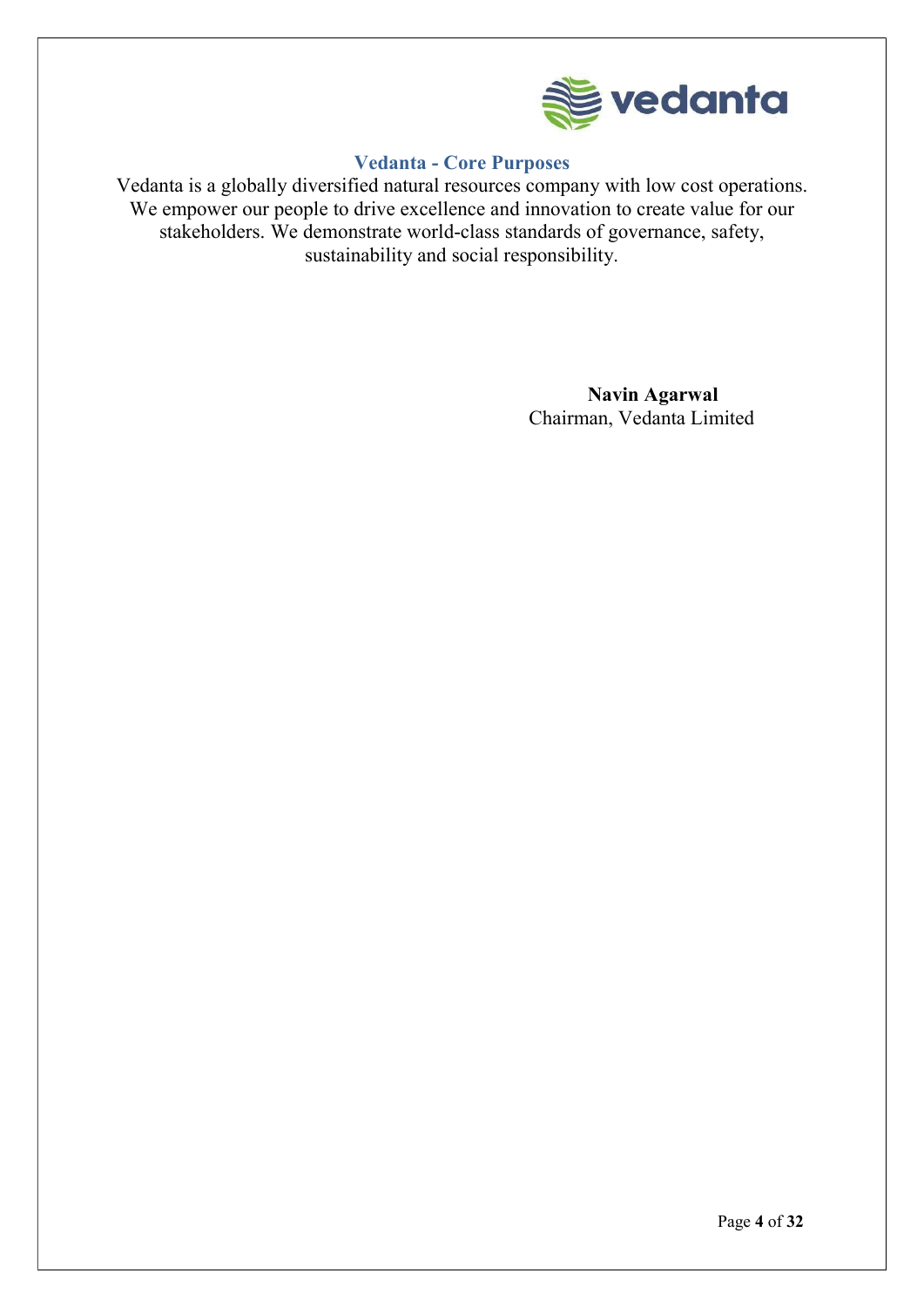## Vedanta - Core Purposes

Vedanta is a globally diversified natural resources company with low cost operations. We empower our people to drive excellence and innovation to create value for our stakeholders. We demonstrate world-class standards of governance, safety, sustainability and social responsibility.

**Navin Agarwal**
Chairman, Vedanta Limited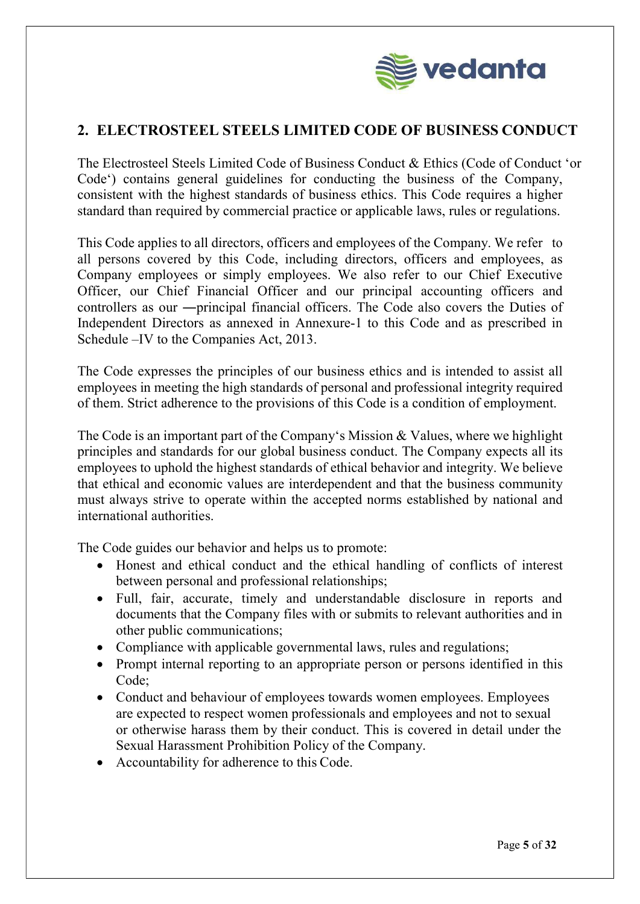## 2. ELECTROSTEEL STEELS LIMITED CODE OF BUSINESS CONDUCT

The Electrosteel Steels Limited Code of Business Conduct & Ethics (Code of Conduct 'or Code') contains general guidelines for conducting the business of the Company, consistent with the highest standards of business ethics. This Code requires a higher standard than required by commercial practice or applicable laws, rules or regulations.

This Code applies to all directors, officers and employees of the Company. We refer to all persons covered by this Code, including directors, officers and employees, as Company employees or simply employees. We also refer to our Chief Executive Officer, our Chief Financial Officer and our principal accounting officers and controllers as our ―principal financial officers. The Code also covers the Duties of Independent Directors as annexed in Annexure-1 to this Code and as prescribed in Schedule –IV to the Companies Act, 2013.

The Code expresses the principles of our business ethics and is intended to assist all employees in meeting the high standards of personal and professional integrity required of them. Strict adherence to the provisions of this Code is a condition of employment.

The Code is an important part of the Company's Mission & Values, where we highlight principles and standards for our global business conduct. The Company expects all its employees to uphold the highest standards of ethical behavior and integrity. We believe that ethical and economic values are interdependent and that the business community must always strive to operate within the accepted norms established by national and international authorities.

The Code guides our behavior and helps us to promote:

- Honest and ethical conduct and the ethical handling of conflicts of interest between personal and professional relationships;
- Full, fair, accurate, timely and understandable disclosure in reports and documents that the Company files with or submits to relevant authorities and in other public communications;
- Compliance with applicable governmental laws, rules and regulations;
- Prompt internal reporting to an appropriate person or persons identified in this Code;
- Conduct and behaviour of employees towards women employees. Employees are expected to respect women professionals and employees and not to sexual or otherwise harass them by their conduct. This is covered in detail under the Sexual Harassment Prohibition Policy of the Company.
- Accountability for adherence to this Code.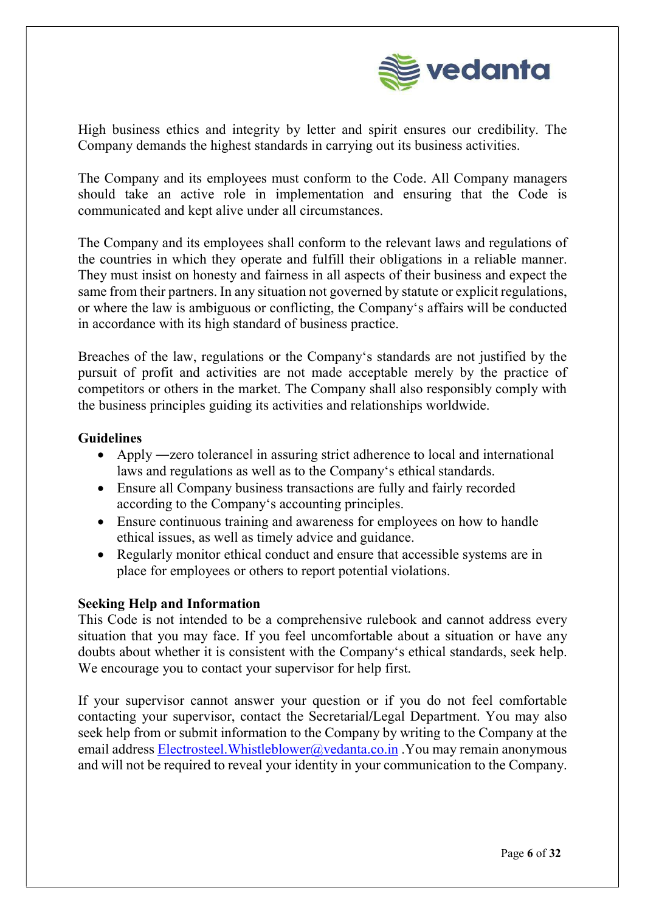High business ethics and integrity by letter and spirit ensures our credibility. The Company demands the highest standards in carrying out its business activities.

The Company and its employees must conform to the Code. All Company managers should take an active role in implementation and ensuring that the Code is communicated and kept alive under all circumstances.

The Company and its employees shall conform to the relevant laws and regulations of the countries in which they operate and fulfill their obligations in a reliable manner. They must insist on honesty and fairness in all aspects of their business and expect the same from their partners. In any situation not governed by statute or explicit regulations, or where the law is ambiguous or conflicting, the Company's affairs will be conducted in accordance with its high standard of business practice.

Breaches of the law, regulations or the Company's standards are not justified by the pursuit of profit and activities are not made acceptable merely by the practice of competitors or others in the market. The Company shall also responsibly comply with the business principles guiding its activities and relationships worldwide.

**Guidelines**

- Apply ―zero tolerance‖ in assuring strict adherence to local and international laws and regulations as well as to the Company's ethical standards.
- Ensure all Company business transactions are fully and fairly recorded according to the Company's accounting principles.
- Ensure continuous training and awareness for employees on how to handle ethical issues, as well as timely advice and guidance.
- Regularly monitor ethical conduct and ensure that accessible systems are in place for employees or others to report potential violations.

**Seeking Help and Information**

This Code is not intended to be a comprehensive rulebook and cannot address every situation that you may face. If you feel uncomfortable about a situation or have any doubts about whether it is consistent with the Company's ethical standards, seek help. We encourage you to contact your supervisor for help first.

If your supervisor cannot answer your question or if you do not feel comfortable contacting your supervisor, contact the Secretarial/Legal Department. You may also seek help from or submit information to the Company by writing to the Company at the email address Electrosteel.Whistleblower@vedanta.co.in .You may remain anonymous and will not be required to reveal your identity in your communication to the Company.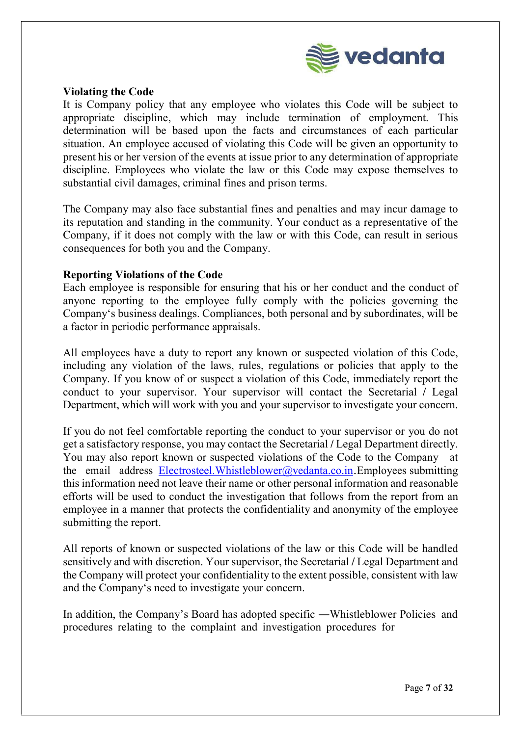**Violating the Code**

It is Company policy that any employee who violates this Code will be subject to appropriate discipline, which may include termination of employment. This determination will be based upon the facts and circumstances of each particular situation. An employee accused of violating this Code will be given an opportunity to present his or her version of the events at issue prior to any determination of appropriate discipline. Employees who violate the law or this Code may expose themselves to substantial civil damages, criminal fines and prison terms.

The Company may also face substantial fines and penalties and may incur damage to its reputation and standing in the community. Your conduct as a representative of the Company, if it does not comply with the law or with this Code, can result in serious consequences for both you and the Company.

**Reporting Violations of the Code**

Each employee is responsible for ensuring that his or her conduct and the conduct of anyone reporting to the employee fully comply with the policies governing the Company's business dealings. Compliances, both personal and by subordinates, will be a factor in periodic performance appraisals.

All employees have a duty to report any known or suspected violation of this Code, including any violation of the laws, rules, regulations or policies that apply to the Company. If you know of or suspect a violation of this Code, immediately report the conduct to your supervisor. Your supervisor will contact the Secretarial / Legal Department, which will work with you and your supervisor to investigate your concern.

If you do not feel comfortable reporting the conduct to your supervisor or you do not get a satisfactory response, you may contact the Secretarial / Legal Department directly. You may also report known or suspected violations of the Code to the Company at the email address Electrosteel.Whistleblower@vedanta.co.in.Employees submitting this information need not leave their name or other personal information and reasonable efforts will be used to conduct the investigation that follows from the report from an employee in a manner that protects the confidentiality and anonymity of the employee submitting the report.

All reports of known or suspected violations of the law or this Code will be handled sensitively and with discretion. Your supervisor, the Secretarial / Legal Department and the Company will protect your confidentiality to the extent possible, consistent with law and the Company's need to investigate your concern.

In addition, the Company's Board has adopted specific ―Whistleblower Policies and procedures relating to the complaint and investigation procedures for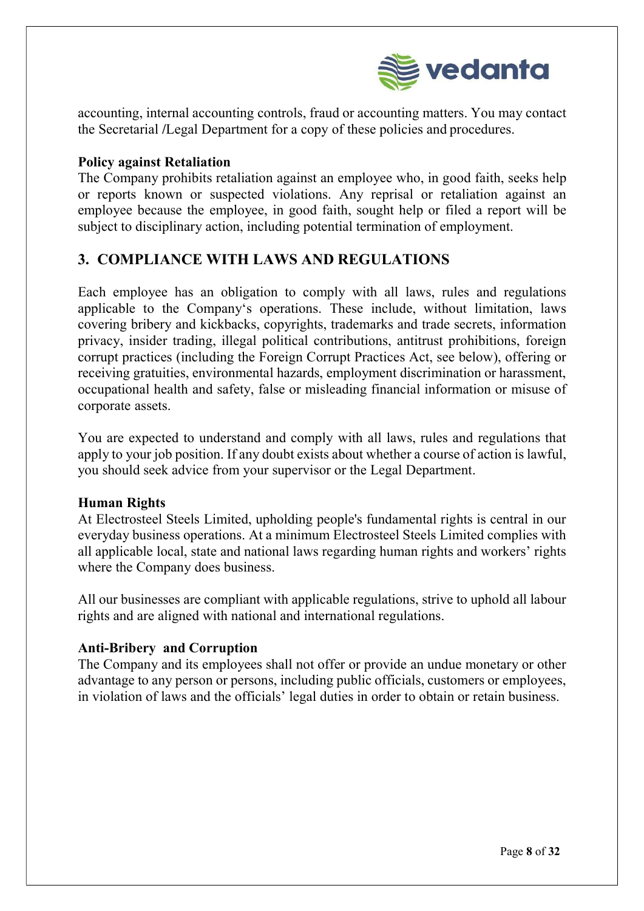accounting, internal accounting controls, fraud or accounting matters. You may contact the Secretarial /Legal Department for a copy of these policies and procedures.

**Policy against Retaliation**

The Company prohibits retaliation against an employee who, in good faith, seeks help or reports known or suspected violations. Any reprisal or retaliation against an employee because the employee, in good faith, sought help or filed a report will be subject to disciplinary action, including potential termination of employment.

## 3. COMPLIANCE WITH LAWS AND REGULATIONS

Each employee has an obligation to comply with all laws, rules and regulations applicable to the Company's operations. These include, without limitation, laws covering bribery and kickbacks, copyrights, trademarks and trade secrets, information privacy, insider trading, illegal political contributions, antitrust prohibitions, foreign corrupt practices (including the Foreign Corrupt Practices Act, see below), offering or receiving gratuities, environmental hazards, employment discrimination or harassment, occupational health and safety, false or misleading financial information or misuse of corporate assets.

You are expected to understand and comply with all laws, rules and regulations that apply to your job position. If any doubt exists about whether a course of action is lawful, you should seek advice from your supervisor or the Legal Department.

**Human Rights**

At Electrosteel Steels Limited, upholding people's fundamental rights is central in our everyday business operations. At a minimum Electrosteel Steels Limited complies with all applicable local, state and national laws regarding human rights and workers' rights where the Company does business.

All our businesses are compliant with applicable regulations, strive to uphold all labour rights and are aligned with national and international regulations.

**Anti-Bribery and Corruption**

The Company and its employees shall not offer or provide an undue monetary or other advantage to any person or persons, including public officials, customers or employees, in violation of laws and the officials' legal duties in order to obtain or retain business.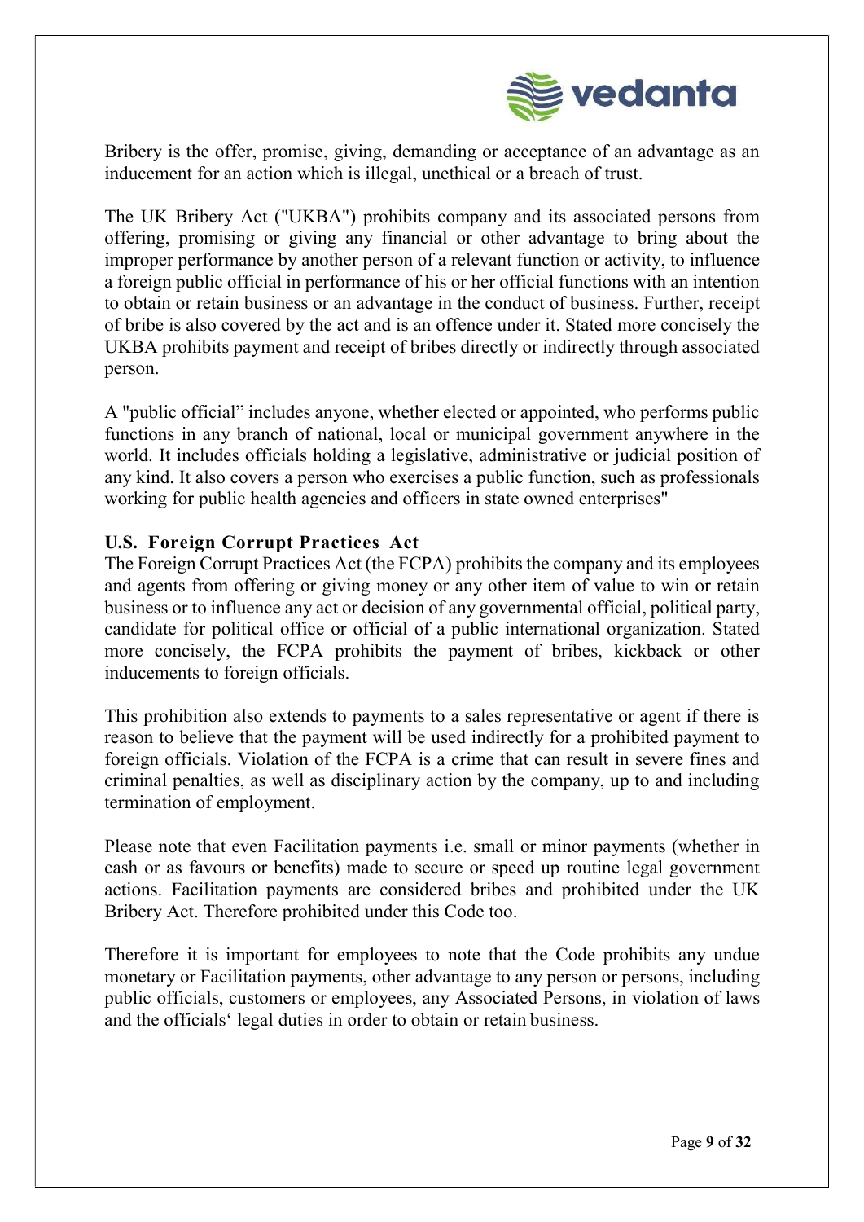Bribery is the offer, promise, giving, demanding or acceptance of an advantage as an inducement for an action which is illegal, unethical or a breach of trust.

The UK Bribery Act ("UKBA") prohibits company and its associated persons from offering, promising or giving any financial or other advantage to bring about the improper performance by another person of a relevant function or activity, to influence a foreign public official in performance of his or her official functions with an intention to obtain or retain business or an advantage in the conduct of business. Further, receipt of bribe is also covered by the act and is an offence under it. Stated more concisely the UKBA prohibits payment and receipt of bribes directly or indirectly through associated person.

A "public official" includes anyone, whether elected or appointed, who performs public functions in any branch of national, local or municipal government anywhere in the world. It includes officials holding a legislative, administrative or judicial position of any kind. It also covers a person who exercises a public function, such as professionals working for public health agencies and officers in state owned enterprises"

### U.S. Foreign Corrupt Practices Act

The Foreign Corrupt Practices Act (the FCPA) prohibits the company and its employees and agents from offering or giving money or any other item of value to win or retain business or to influence any act or decision of any governmental official, political party, candidate for political office or official of a public international organization. Stated more concisely, the FCPA prohibits the payment of bribes, kickback or other inducements to foreign officials.

This prohibition also extends to payments to a sales representative or agent if there is reason to believe that the payment will be used indirectly for a prohibited payment to foreign officials. Violation of the FCPA is a crime that can result in severe fines and criminal penalties, as well as disciplinary action by the company, up to and including termination of employment.

Please note that even Facilitation payments i.e. small or minor payments (whether in cash or as favours or benefits) made to secure or speed up routine legal government actions. Facilitation payments are considered bribes and prohibited under the UK Bribery Act. Therefore prohibited under this Code too.

Therefore it is important for employees to note that the Code prohibits any undue monetary or Facilitation payments, other advantage to any person or persons, including public officials, customers or employees, any Associated Persons, in violation of laws and the officials' legal duties in order to obtain or retain business.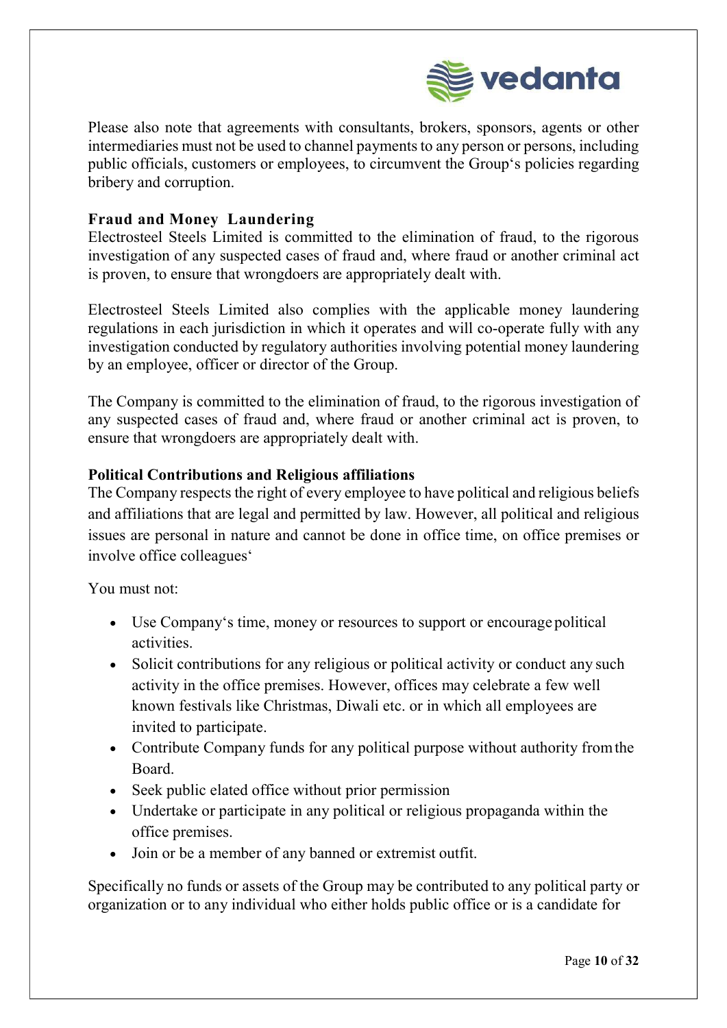Please also note that agreements with consultants, brokers, sponsors, agents or other intermediaries must not be used to channel payments to any person or persons, including public officials, customers or employees, to circumvent the Group's policies regarding bribery and corruption.

**Fraud and Money Laundering**

Electrosteel Steels Limited is committed to the elimination of fraud, to the rigorous investigation of any suspected cases of fraud and, where fraud or another criminal act is proven, to ensure that wrongdoers are appropriately dealt with.

Electrosteel Steels Limited also complies with the applicable money laundering regulations in each jurisdiction in which it operates and will co-operate fully with any investigation conducted by regulatory authorities involving potential money laundering by an employee, officer or director of the Group.

The Company is committed to the elimination of fraud, to the rigorous investigation of any suspected cases of fraud and, where fraud or another criminal act is proven, to ensure that wrongdoers are appropriately dealt with.

**Political Contributions and Religious affiliations**

The Company respects the right of every employee to have political and religious beliefs and affiliations that are legal and permitted by law. However, all political and religious issues are personal in nature and cannot be done in office time, on office premises or involve office colleagues'

You must not:

- Use Company's time, money or resources to support or encourage political activities.
- Solicit contributions for any religious or political activity or conduct any such activity in the office premises. However, offices may celebrate a few well known festivals like Christmas, Diwali etc. or in which all employees are invited to participate.
- Contribute Company funds for any political purpose without authority from the Board.
- Seek public elated office without prior permission
- Undertake or participate in any political or religious propaganda within the office premises.
- Join or be a member of any banned or extremist outfit.

Specifically no funds or assets of the Group may be contributed to any political party or organization or to any individual who either holds public office or is a candidate for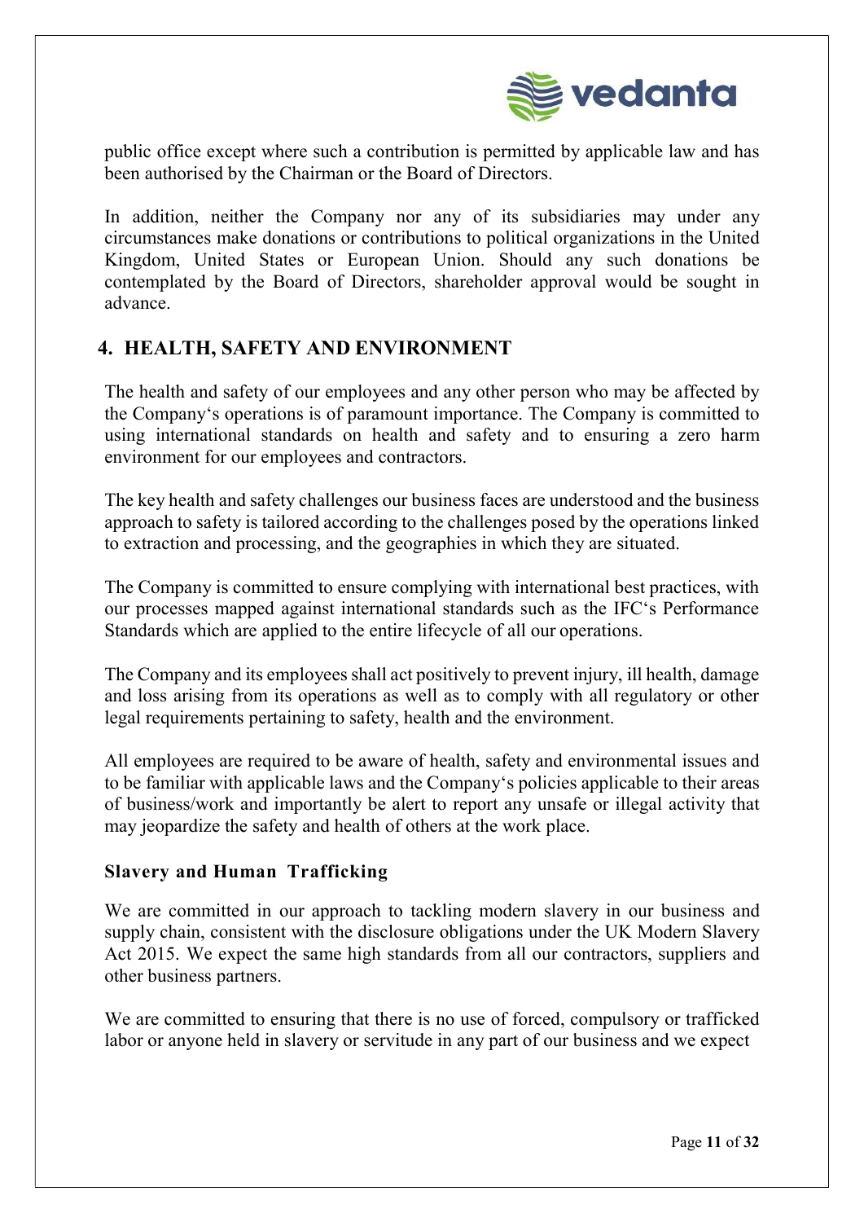public office except where such a contribution is permitted by applicable law and has been authorised by the Chairman or the Board of Directors.

In addition, neither the Company nor any of its subsidiaries may under any circumstances make donations or contributions to political organizations in the United Kingdom, United States or European Union. Should any such donations be contemplated by the Board of Directors, shareholder approval would be sought in advance.

## 4. HEALTH, SAFETY AND ENVIRONMENT

The health and safety of our employees and any other person who may be affected by the Company's operations is of paramount importance. The Company is committed to using international standards on health and safety and to ensuring a zero harm environment for our employees and contractors.

The key health and safety challenges our business faces are understood and the business approach to safety is tailored according to the challenges posed by the operations linked to extraction and processing, and the geographies in which they are situated.

The Company is committed to ensure complying with international best practices, with our processes mapped against international standards such as the IFC's Performance Standards which are applied to the entire lifecycle of all our operations.

The Company and its employees shall act positively to prevent injury, ill health, damage and loss arising from its operations as well as to comply with all regulatory or other legal requirements pertaining to safety, health and the environment.

All employees are required to be aware of health, safety and environmental issues and to be familiar with applicable laws and the Company's policies applicable to their areas of business/work and importantly be alert to report any unsafe or illegal activity that may jeopardize the safety and health of others at the work place.

### Slavery and Human Trafficking

We are committed in our approach to tackling modern slavery in our business and supply chain, consistent with the disclosure obligations under the UK Modern Slavery Act 2015. We expect the same high standards from all our contractors, suppliers and other business partners.

We are committed to ensuring that there is no use of forced, compulsory or trafficked labor or anyone held in slavery or servitude in any part of our business and we expect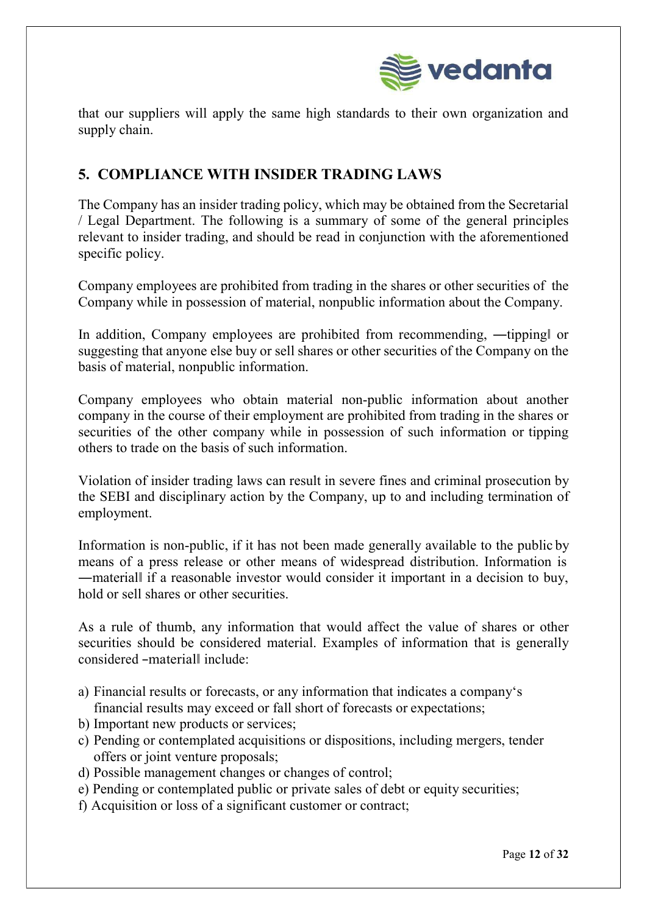that our suppliers will apply the same high standards to their own organization and supply chain.

## 5. COMPLIANCE WITH INSIDER TRADING LAWS

The Company has an insider trading policy, which may be obtained from the Secretarial / Legal Department. The following is a summary of some of the general principles relevant to insider trading, and should be read in conjunction with the aforementioned specific policy.

Company employees are prohibited from trading in the shares or other securities of the Company while in possession of material, nonpublic information about the Company.

In addition, Company employees are prohibited from recommending, ―tipping‖ or suggesting that anyone else buy or sell shares or other securities of the Company on the basis of material, nonpublic information.

Company employees who obtain material non-public information about another company in the course of their employment are prohibited from trading in the shares or securities of the other company while in possession of such information or tipping others to trade on the basis of such information.

Violation of insider trading laws can result in severe fines and criminal prosecution by the SEBI and disciplinary action by the Company, up to and including termination of employment.

Information is non-public, if it has not been made generally available to the public by means of a press release or other means of widespread distribution. Information is ―material‖ if a reasonable investor would consider it important in a decision to buy, hold or sell shares or other securities.

As a rule of thumb, any information that would affect the value of shares or other securities should be considered material. Examples of information that is generally considered –material‖ include:

a) Financial results or forecasts, or any information that indicates a company's financial results may exceed or fall short of forecasts or expectations;
b) Important new products or services;
c) Pending or contemplated acquisitions or dispositions, including mergers, tender offers or joint venture proposals;
d) Possible management changes or changes of control;
e) Pending or contemplated public or private sales of debt or equity securities;
f) Acquisition or loss of a significant customer or contract;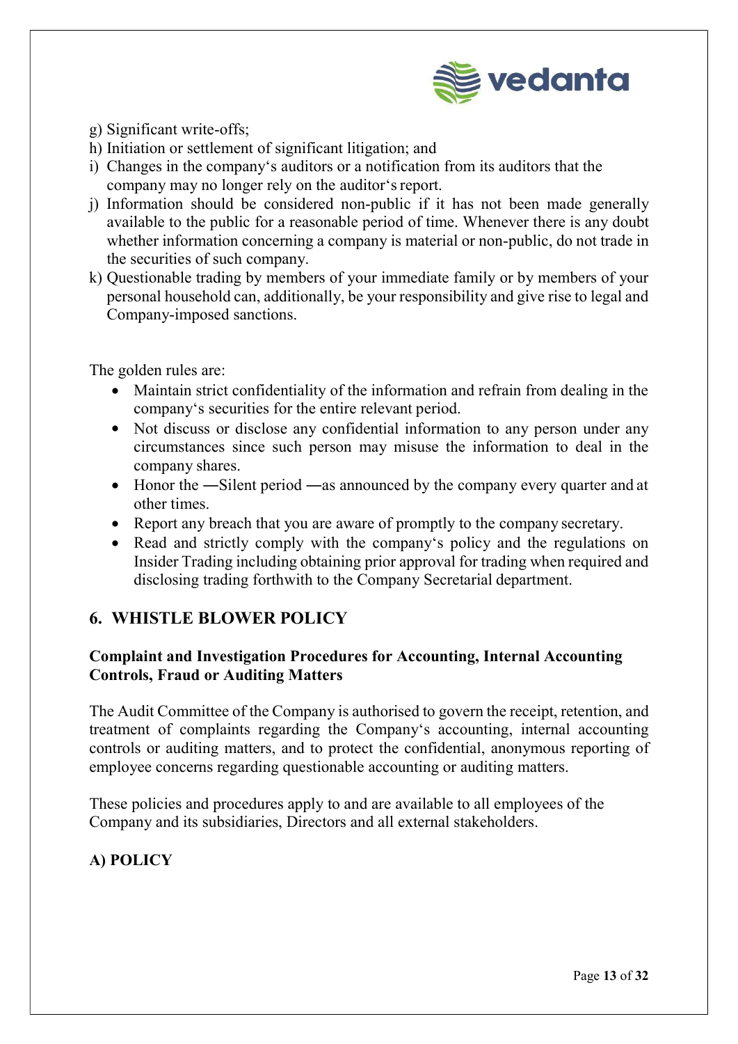g) Significant write-offs;
h) Initiation or settlement of significant litigation; and
i) Changes in the company‘s auditors or a notification from its auditors that the company may no longer rely on the auditor‘s report.
j) Information should be considered non-public if it has not been made generally available to the public for a reasonable period of time. Whenever there is any doubt whether information concerning a company is material or non-public, do not trade in the securities of such company.
k) Questionable trading by members of your immediate family or by members of your personal household can, additionally, be your responsibility and give rise to legal and Company-imposed sanctions.

The golden rules are:

- Maintain strict confidentiality of the information and refrain from dealing in the company‘s securities for the entire relevant period.
- Not discuss or disclose any confidential information to any person under any circumstances since such person may misuse the information to deal in the company shares.
- Honor the ―Silent period ―as announced by the company every quarter and at other times.
- Report any breach that you are aware of promptly to the company secretary.
- Read and strictly comply with the company‘s policy and the regulations on Insider Trading including obtaining prior approval for trading when required and disclosing trading forthwith to the Company Secretarial department.

## 6. WHISTLE BLOWER POLICY

**Complaint and Investigation Procedures for Accounting, Internal Accounting Controls, Fraud or Auditing Matters**

The Audit Committee of the Company is authorised to govern the receipt, retention, and treatment of complaints regarding the Company‘s accounting, internal accounting controls or auditing matters, and to protect the confidential, anonymous reporting of employee concerns regarding questionable accounting or auditing matters.

These policies and procedures apply to and are available to all employees of the Company and its subsidiaries, Directors and all external stakeholders.

### A) POLICY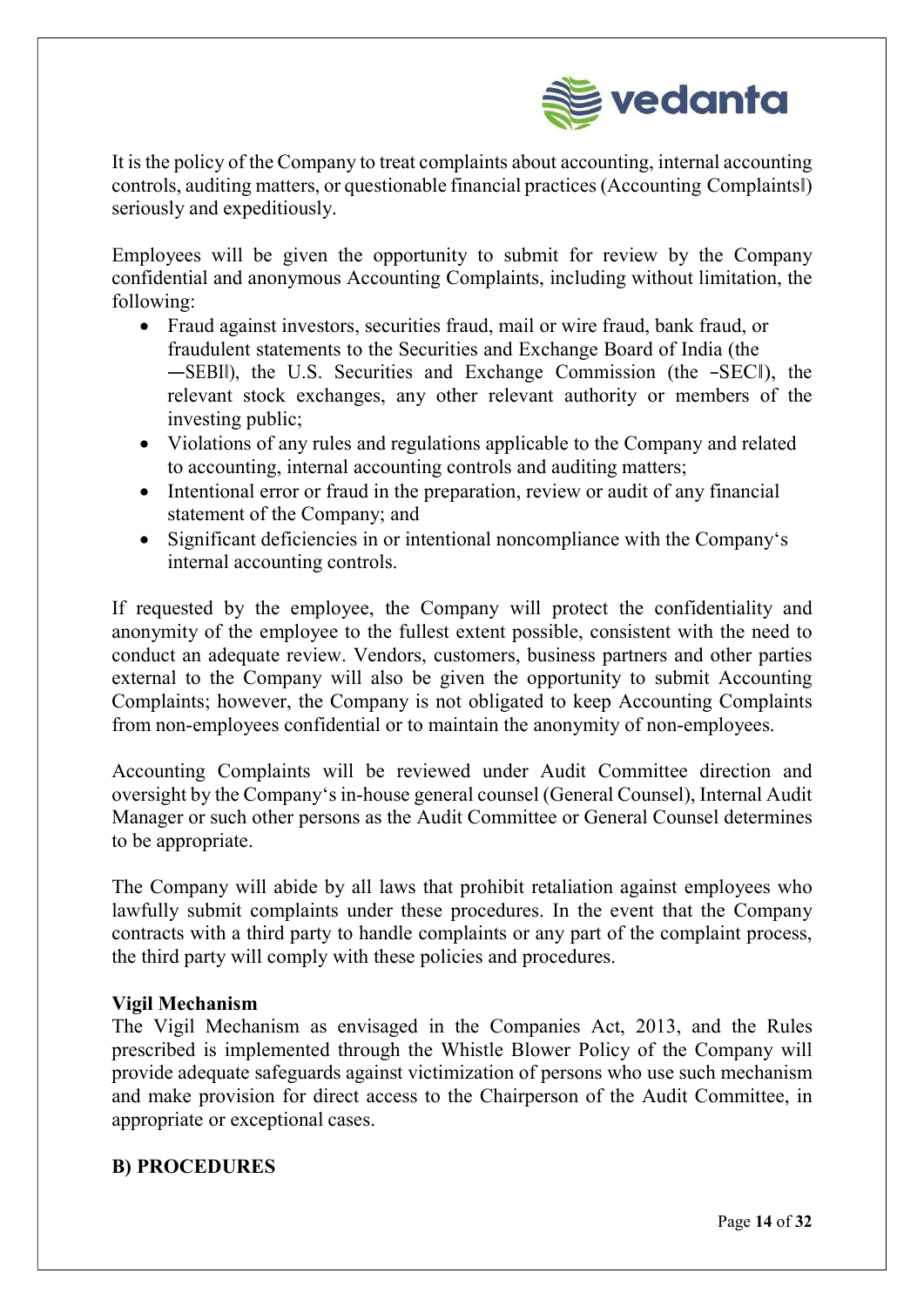It is the policy of the Company to treat complaints about accounting, internal accounting controls, auditing matters, or questionable financial practices (Accounting Complaints‖) seriously and expeditiously.

Employees will be given the opportunity to submit for review by the Company confidential and anonymous Accounting Complaints, including without limitation, the following:

- Fraud against investors, securities fraud, mail or wire fraud, bank fraud, or fraudulent statements to the Securities and Exchange Board of India (the ―SEBI‖), the U.S. Securities and Exchange Commission (the ―SEC‖), the relevant stock exchanges, any other relevant authority or members of the investing public;
- Violations of any rules and regulations applicable to the Company and related to accounting, internal accounting controls and auditing matters;
- Intentional error or fraud in the preparation, review or audit of any financial statement of the Company; and
- Significant deficiencies in or intentional noncompliance with the Company's internal accounting controls.

If requested by the employee, the Company will protect the confidentiality and anonymity of the employee to the fullest extent possible, consistent with the need to conduct an adequate review. Vendors, customers, business partners and other parties external to the Company will also be given the opportunity to submit Accounting Complaints; however, the Company is not obligated to keep Accounting Complaints from non-employees confidential or to maintain the anonymity of non-employees.

Accounting Complaints will be reviewed under Audit Committee direction and oversight by the Company's in-house general counsel (General Counsel), Internal Audit Manager or such other persons as the Audit Committee or General Counsel determines to be appropriate.

The Company will abide by all laws that prohibit retaliation against employees who lawfully submit complaints under these procedures. In the event that the Company contracts with a third party to handle complaints or any part of the complaint process, the third party will comply with these policies and procedures.

**Vigil Mechanism**

The Vigil Mechanism as envisaged in the Companies Act, 2013, and the Rules prescribed is implemented through the Whistle Blower Policy of the Company will provide adequate safeguards against victimization of persons who use such mechanism and make provision for direct access to the Chairperson of the Audit Committee, in appropriate or exceptional cases.

**B) PROCEDURES**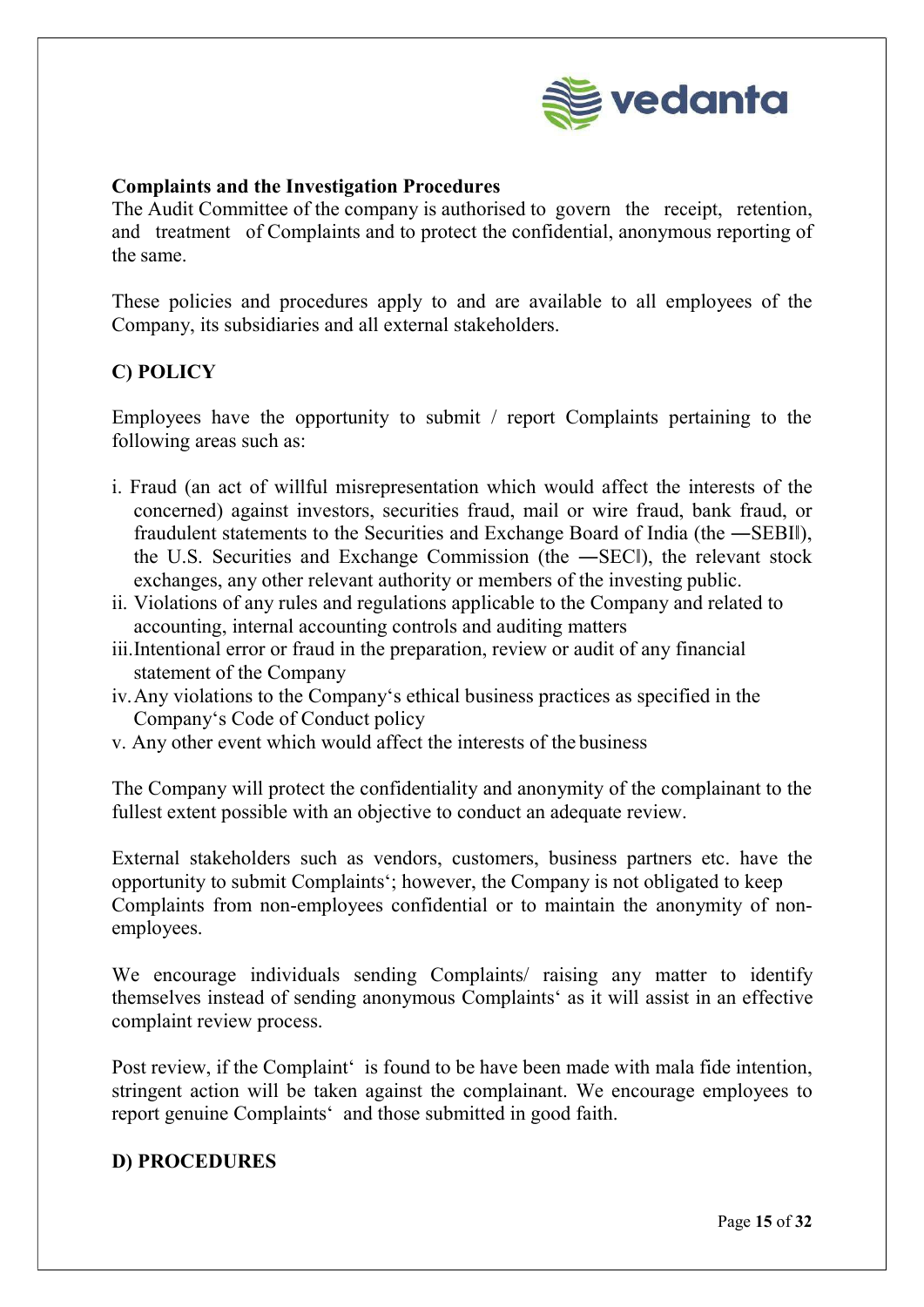**Complaints and the Investigation Procedures**

The Audit Committee of the company is authorised to govern the receipt, retention, and treatment of Complaints and to protect the confidential, anonymous reporting of the same.

These policies and procedures apply to and are available to all employees of the Company, its subsidiaries and all external stakeholders.

## C) POLICY

Employees have the opportunity to submit / report Complaints pertaining to the following areas such as:

i. Fraud (an act of willful misrepresentation which would affect the interests of the concerned) against investors, securities fraud, mail or wire fraud, bank fraud, or fraudulent statements to the Securities and Exchange Board of India (the ―SEBI‖), the U.S. Securities and Exchange Commission (the ―SEC‖), the relevant stock exchanges, any other relevant authority or members of the investing public.
ii. Violations of any rules and regulations applicable to the Company and related to accounting, internal accounting controls and auditing matters
iii. Intentional error or fraud in the preparation, review or audit of any financial statement of the Company
iv. Any violations to the Company‘s ethical business practices as specified in the Company‘s Code of Conduct policy
v. Any other event which would affect the interests of the business

The Company will protect the confidentiality and anonymity of the complainant to the fullest extent possible with an objective to conduct an adequate review.

External stakeholders such as vendors, customers, business partners etc. have the opportunity to submit Complaints‘; however, the Company is not obligated to keep Complaints from non-employees confidential or to maintain the anonymity of non-employees.

We encourage individuals sending Complaints/ raising any matter to identify themselves instead of sending anonymous Complaints‘ as it will assist in an effective complaint review process.

Post review, if the Complaint‘ is found to be have been made with mala fide intention, stringent action will be taken against the complainant. We encourage employees to report genuine Complaints‘ and those submitted in good faith.

## D) PROCEDURES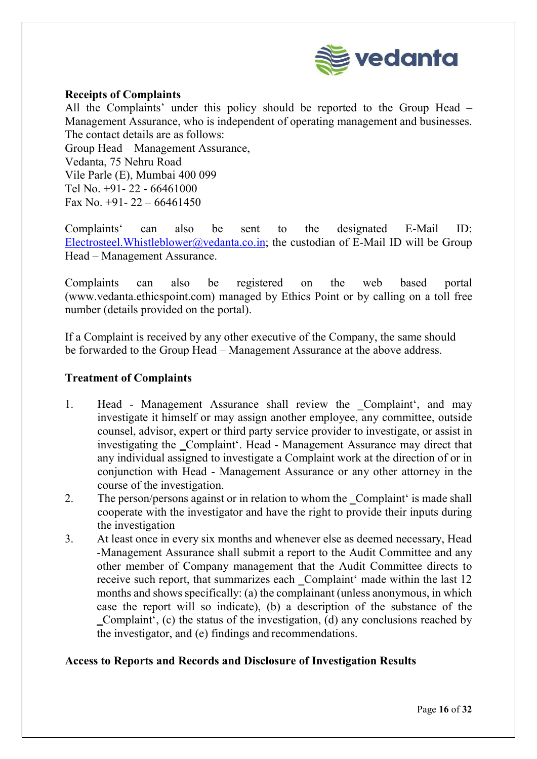**Receipts of Complaints**

All the Complaints' under this policy should be reported to the Group Head – Management Assurance, who is independent of operating management and businesses. The contact details are as follows:

Group Head – Management Assurance,
Vedanta, 75 Nehru Road
Vile Parle (E), Mumbai 400 099
Tel No. +91- 22 - 66461000
Fax No. +91- 22 – 66461450

Complaints' can also be sent to the designated E-Mail ID: Electrosteel.Whistleblower@vedanta.co.in; the custodian of E-Mail ID will be Group Head – Management Assurance.

Complaints can also be registered on the web based portal (www.vedanta.ethicspoint.com) managed by Ethics Point or by calling on a toll free number (details provided on the portal).

If a Complaint is received by any other executive of the Company, the same should be forwarded to the Group Head – Management Assurance at the above address.

**Treatment of Complaints**

1. Head - Management Assurance shall review the _Complaint', and may investigate it himself or may assign another employee, any committee, outside counsel, advisor, expert or third party service provider to investigate, or assist in investigating the _Complaint'. Head - Management Assurance may direct that any individual assigned to investigate a Complaint work at the direction of or in conjunction with Head - Management Assurance or any other attorney in the course of the investigation.
2. The person/persons against or in relation to whom the _Complaint' is made shall cooperate with the investigator and have the right to provide their inputs during the investigation
3. At least once in every six months and whenever else as deemed necessary, Head -Management Assurance shall submit a report to the Audit Committee and any other member of Company management that the Audit Committee directs to receive such report, that summarizes each _Complaint' made within the last 12 months and shows specifically: (a) the complainant (unless anonymous, in which case the report will so indicate), (b) a description of the substance of the _Complaint', (c) the status of the investigation, (d) any conclusions reached by the investigator, and (e) findings and recommendations.

**Access to Reports and Records and Disclosure of Investigation Results**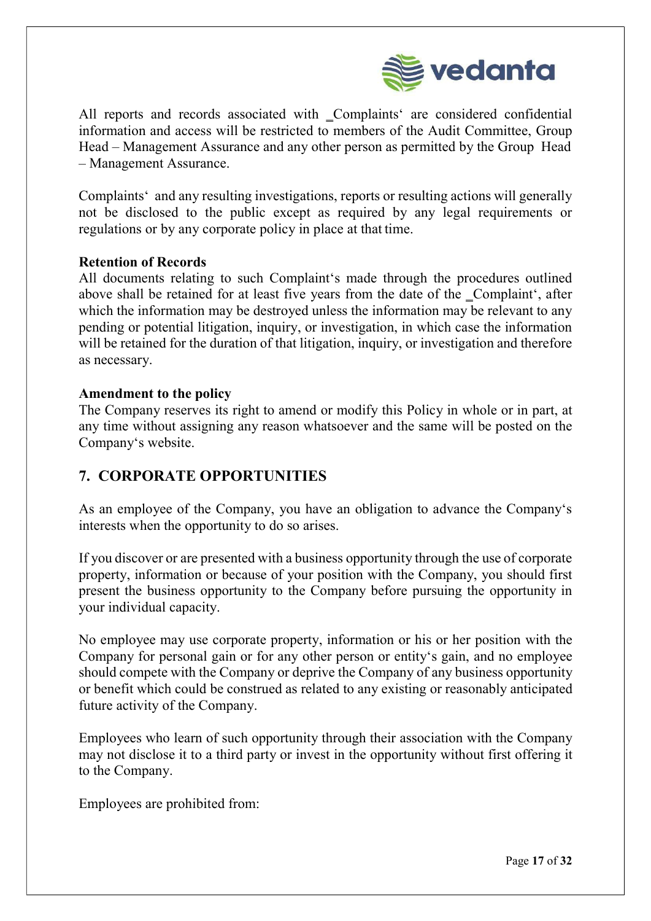All reports and records associated with _Complaints' are considered confidential information and access will be restricted to members of the Audit Committee, Group Head – Management Assurance and any other person as permitted by the Group Head – Management Assurance.

Complaints' and any resulting investigations, reports or resulting actions will generally not be disclosed to the public except as required by any legal requirements or regulations or by any corporate policy in place at that time.

**Retention of Records**
All documents relating to such Complaint's made through the procedures outlined above shall be retained for at least five years from the date of the _Complaint', after which the information may be destroyed unless the information may be relevant to any pending or potential litigation, inquiry, or investigation, in which case the information will be retained for the duration of that litigation, inquiry, or investigation and therefore as necessary.

**Amendment to the policy**
The Company reserves its right to amend or modify this Policy in whole or in part, at any time without assigning any reason whatsoever and the same will be posted on the Company's website.

## 7. CORPORATE OPPORTUNITIES

As an employee of the Company, you have an obligation to advance the Company's interests when the opportunity to do so arises.

If you discover or are presented with a business opportunity through the use of corporate property, information or because of your position with the Company, you should first present the business opportunity to the Company before pursuing the opportunity in your individual capacity.

No employee may use corporate property, information or his or her position with the Company for personal gain or for any other person or entity's gain, and no employee should compete with the Company or deprive the Company of any business opportunity or benefit which could be construed as related to any existing or reasonably anticipated future activity of the Company.

Employees who learn of such opportunity through their association with the Company may not disclose it to a third party or invest in the opportunity without first offering it to the Company.

Employees are prohibited from: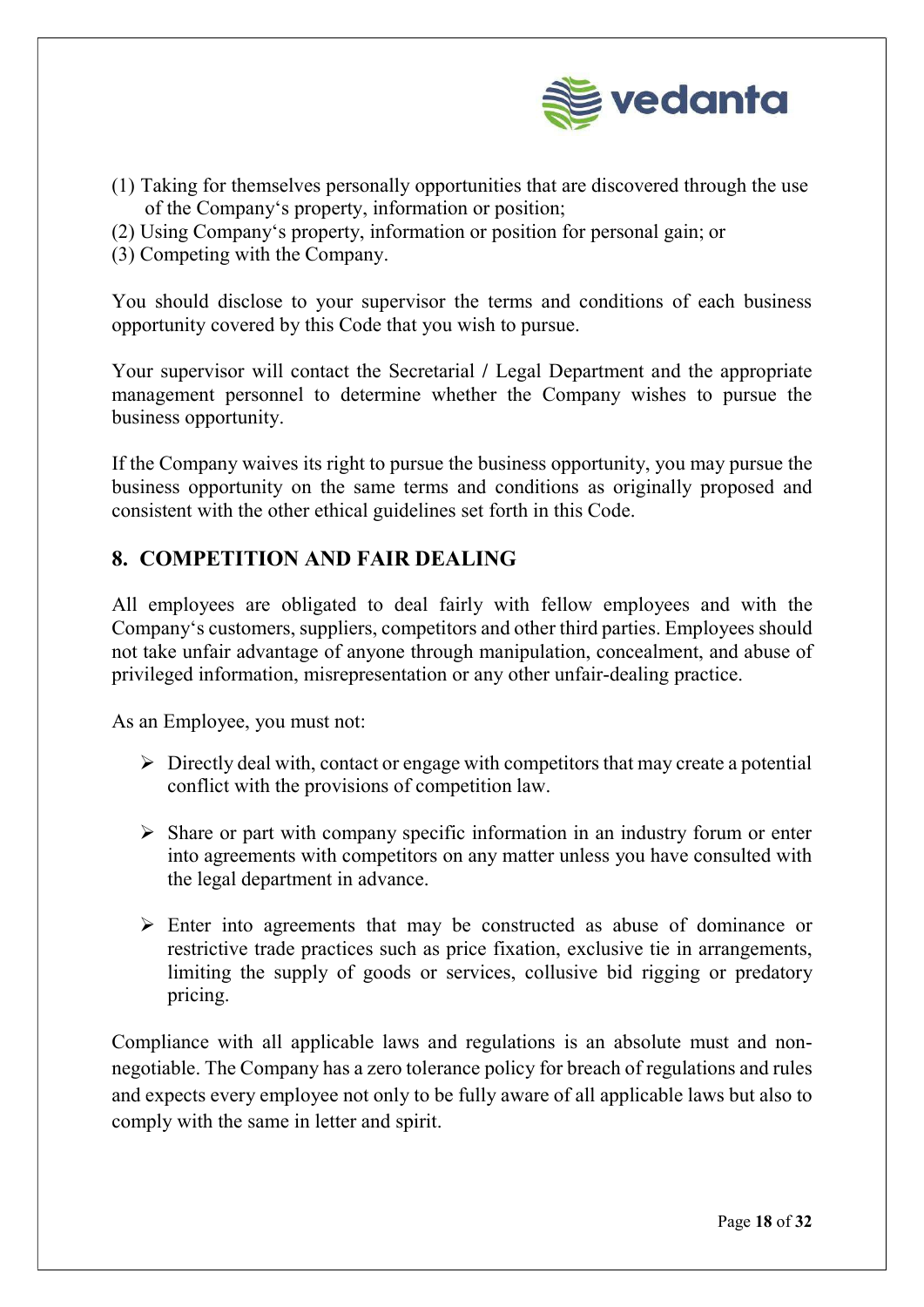(1) Taking for themselves personally opportunities that are discovered through the use of the Company's property, information or position;
(2) Using Company's property, information or position for personal gain; or
(3) Competing with the Company.

You should disclose to your supervisor the terms and conditions of each business opportunity covered by this Code that you wish to pursue.

Your supervisor will contact the Secretarial / Legal Department and the appropriate management personnel to determine whether the Company wishes to pursue the business opportunity.

If the Company waives its right to pursue the business opportunity, you may pursue the business opportunity on the same terms and conditions as originally proposed and consistent with the other ethical guidelines set forth in this Code.

## 8. COMPETITION AND FAIR DEALING

All employees are obligated to deal fairly with fellow employees and with the Company's customers, suppliers, competitors and other third parties. Employees should not take unfair advantage of anyone through manipulation, concealment, and abuse of privileged information, misrepresentation or any other unfair-dealing practice.

As an Employee, you must not:

- Directly deal with, contact or engage with competitors that may create a potential conflict with the provisions of competition law.
- Share or part with company specific information in an industry forum or enter into agreements with competitors on any matter unless you have consulted with the legal department in advance.
- Enter into agreements that may be constructed as abuse of dominance or restrictive trade practices such as price fixation, exclusive tie in arrangements, limiting the supply of goods or services, collusive bid rigging or predatory pricing.

Compliance with all applicable laws and regulations is an absolute must and non-negotiable. The Company has a zero tolerance policy for breach of regulations and rules and expects every employee not only to be fully aware of all applicable laws but also to comply with the same in letter and spirit.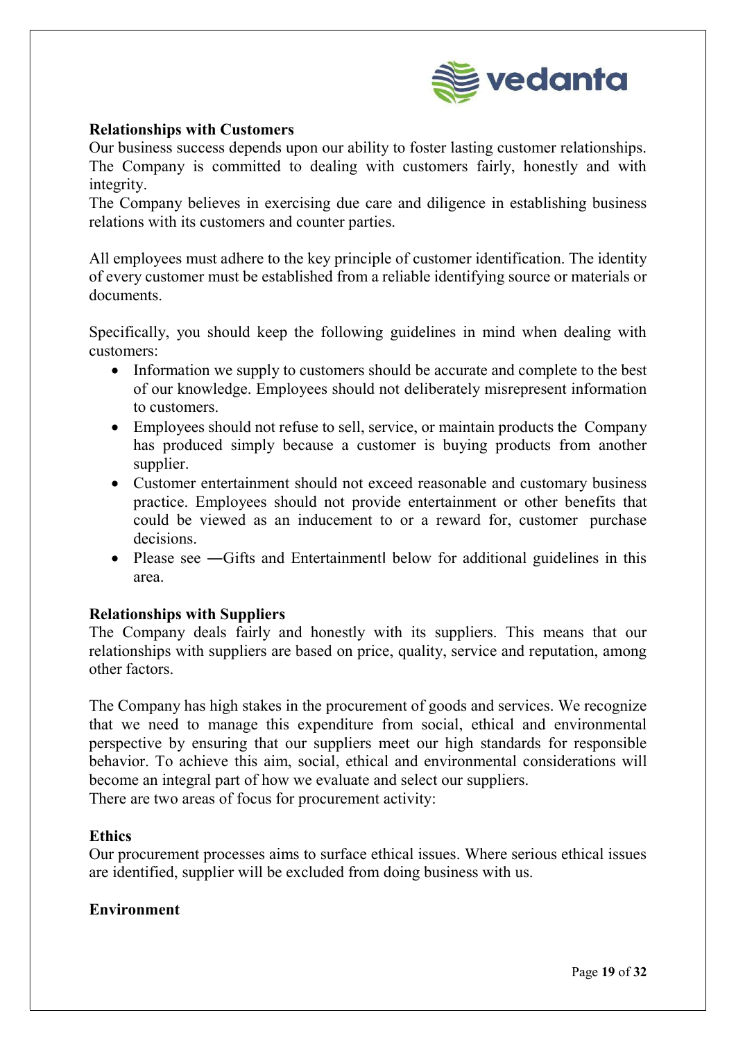**Relationships with Customers**

Our business success depends upon our ability to foster lasting customer relationships. The Company is committed to dealing with customers fairly, honestly and with integrity.

The Company believes in exercising due care and diligence in establishing business relations with its customers and counter parties.

All employees must adhere to the key principle of customer identification. The identity of every customer must be established from a reliable identifying source or materials or documents.

Specifically, you should keep the following guidelines in mind when dealing with customers:

- Information we supply to customers should be accurate and complete to the best of our knowledge. Employees should not deliberately misrepresent information to customers.
- Employees should not refuse to sell, service, or maintain products the Company has produced simply because a customer is buying products from another supplier.
- Customer entertainment should not exceed reasonable and customary business practice. Employees should not provide entertainment or other benefits that could be viewed as an inducement to or a reward for, customer purchase decisions.
- Please see ―Gifts and Entertainment‖ below for additional guidelines in this area.

**Relationships with Suppliers**

The Company deals fairly and honestly with its suppliers. This means that our relationships with suppliers are based on price, quality, service and reputation, among other factors.

The Company has high stakes in the procurement of goods and services. We recognize that we need to manage this expenditure from social, ethical and environmental perspective by ensuring that our suppliers meet our high standards for responsible behavior. To achieve this aim, social, ethical and environmental considerations will become an integral part of how we evaluate and select our suppliers.

There are two areas of focus for procurement activity:

**Ethics**

Our procurement processes aims to surface ethical issues. Where serious ethical issues are identified, supplier will be excluded from doing business with us.

**Environment**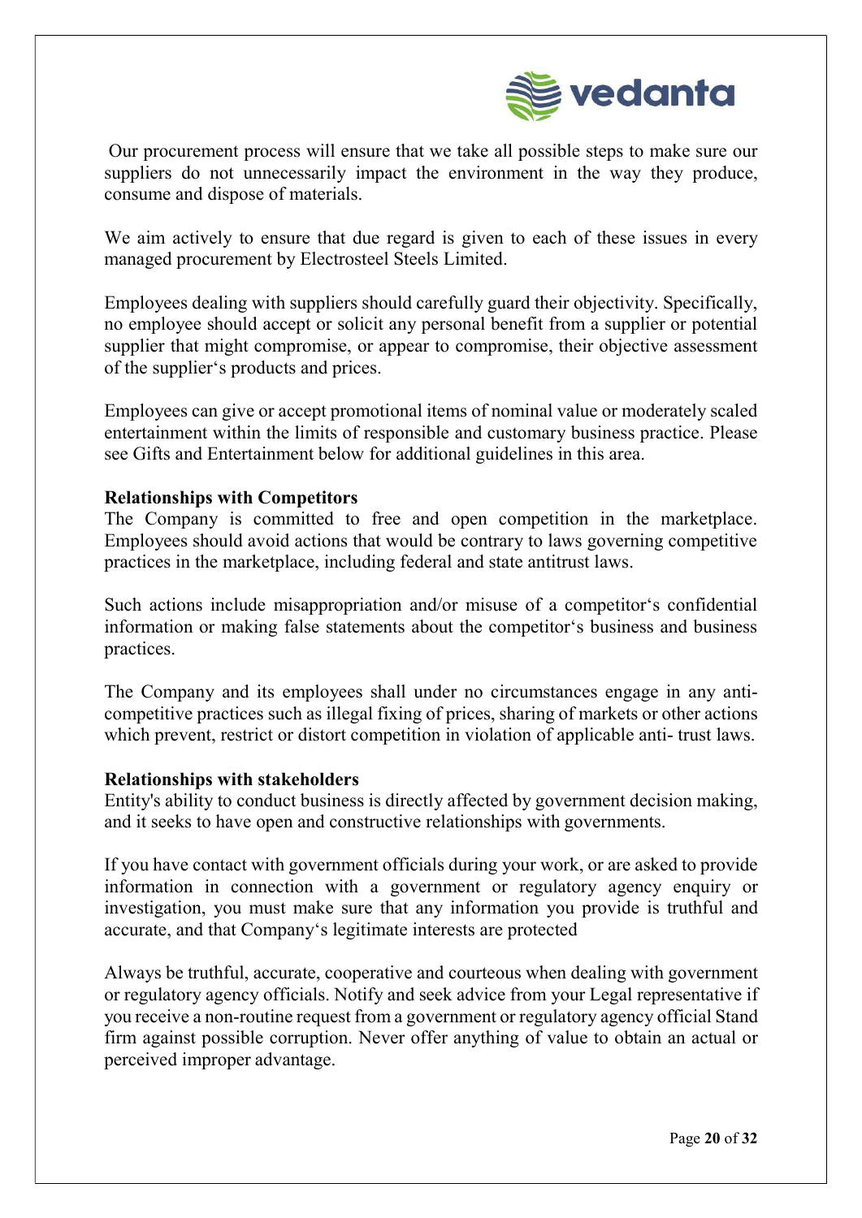Our procurement process will ensure that we take all possible steps to make sure our suppliers do not unnecessarily impact the environment in the way they produce, consume and dispose of materials.

We aim actively to ensure that due regard is given to each of these issues in every managed procurement by Electrosteel Steels Limited.

Employees dealing with suppliers should carefully guard their objectivity. Specifically, no employee should accept or solicit any personal benefit from a supplier or potential supplier that might compromise, or appear to compromise, their objective assessment of the supplier's products and prices.

Employees can give or accept promotional items of nominal value or moderately scaled entertainment within the limits of responsible and customary business practice. Please see Gifts and Entertainment below for additional guidelines in this area.

**Relationships with Competitors**

The Company is committed to free and open competition in the marketplace. Employees should avoid actions that would be contrary to laws governing competitive practices in the marketplace, including federal and state antitrust laws.

Such actions include misappropriation and/or misuse of a competitor's confidential information or making false statements about the competitor's business and business practices.

The Company and its employees shall under no circumstances engage in any anti-competitive practices such as illegal fixing of prices, sharing of markets or other actions which prevent, restrict or distort competition in violation of applicable anti- trust laws.

**Relationships with stakeholders**

Entity's ability to conduct business is directly affected by government decision making, and it seeks to have open and constructive relationships with governments.

If you have contact with government officials during your work, or are asked to provide information in connection with a government or regulatory agency enquiry or investigation, you must make sure that any information you provide is truthful and accurate, and that Company's legitimate interests are protected

Always be truthful, accurate, cooperative and courteous when dealing with government or regulatory agency officials. Notify and seek advice from your Legal representative if you receive a non-routine request from a government or regulatory agency official Stand firm against possible corruption. Never offer anything of value to obtain an actual or perceived improper advantage.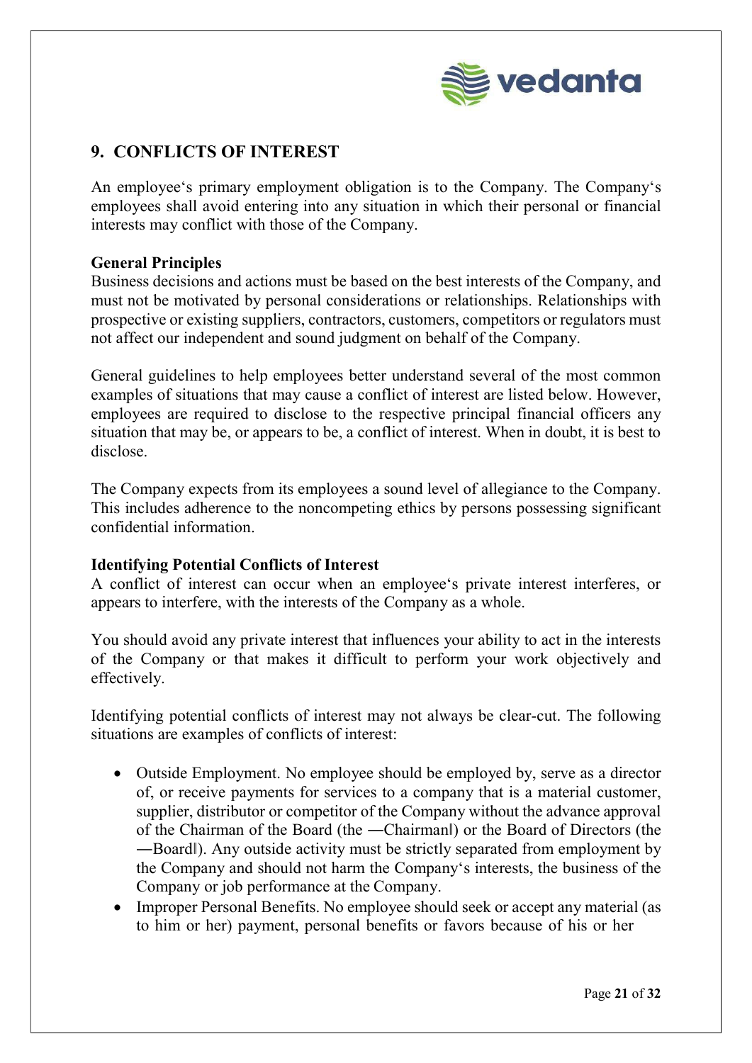## 9. CONFLICTS OF INTEREST

An employee‘s primary employment obligation is to the Company. The Company‘s employees shall avoid entering into any situation in which their personal or financial interests may conflict with those of the Company.

**General Principles**

Business decisions and actions must be based on the best interests of the Company, and must not be motivated by personal considerations or relationships. Relationships with prospective or existing suppliers, contractors, customers, competitors or regulators must not affect our independent and sound judgment on behalf of the Company.

General guidelines to help employees better understand several of the most common examples of situations that may cause a conflict of interest are listed below. However, employees are required to disclose to the respective principal financial officers any situation that may be, or appears to be, a conflict of interest. When in doubt, it is best to disclose.

The Company expects from its employees a sound level of allegiance to the Company. This includes adherence to the noncompeting ethics by persons possessing significant confidential information.

**Identifying Potential Conflicts of Interest**

A conflict of interest can occur when an employee‘s private interest interferes, or appears to interfere, with the interests of the Company as a whole.

You should avoid any private interest that influences your ability to act in the interests of the Company or that makes it difficult to perform your work objectively and effectively.

Identifying potential conflicts of interest may not always be clear-cut. The following situations are examples of conflicts of interest:

- Outside Employment. No employee should be employed by, serve as a director of, or receive payments for services to a company that is a material customer, supplier, distributor or competitor of the Company without the advance approval of the Chairman of the Board (the ―Chairman‖) or the Board of Directors (the ―Board‖). Any outside activity must be strictly separated from employment by the Company and should not harm the Company‘s interests, the business of the Company or job performance at the Company.
- Improper Personal Benefits. No employee should seek or accept any material (as to him or her) payment, personal benefits or favors because of his or her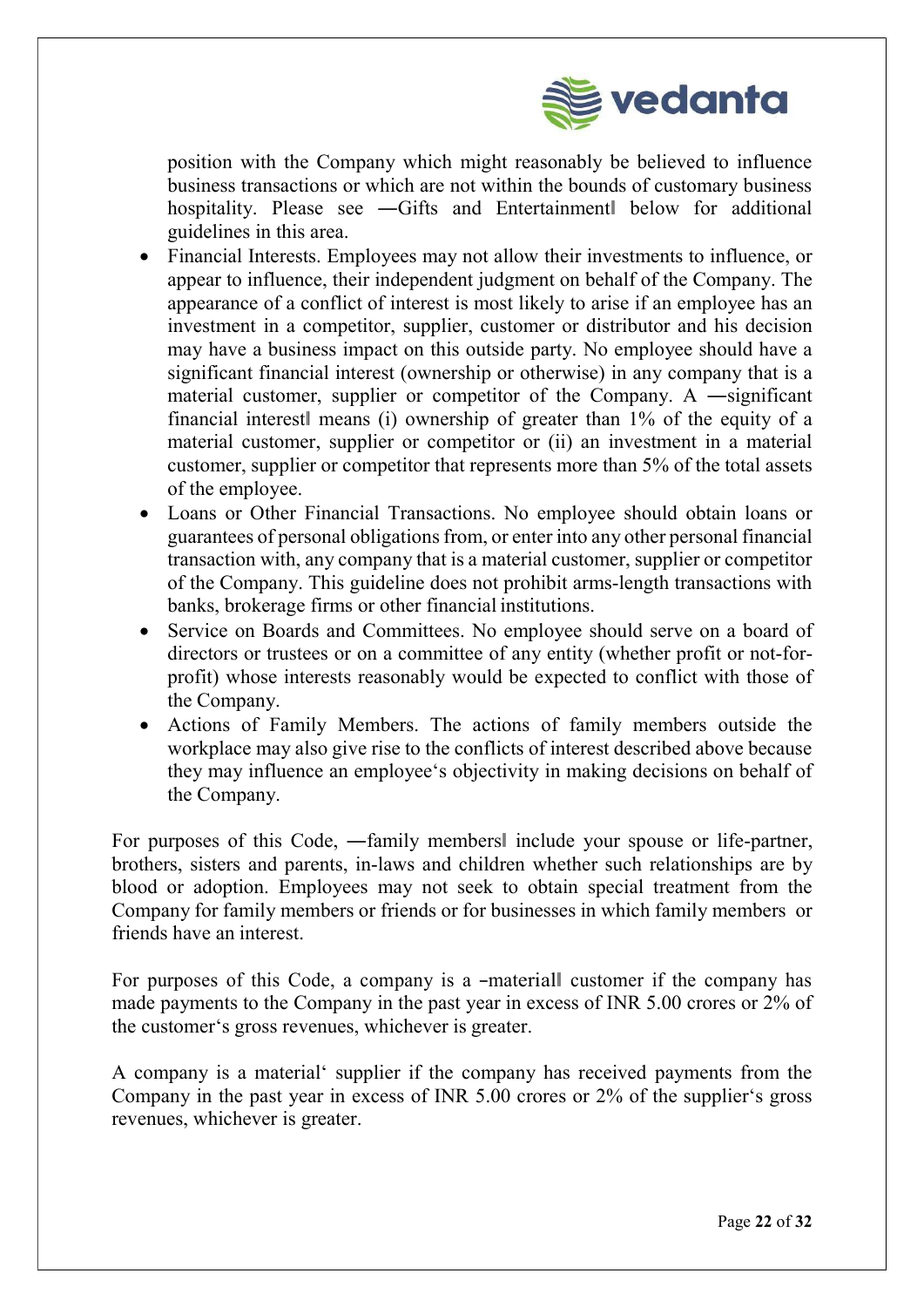position with the Company which might reasonably be believed to influence business transactions or which are not within the bounds of customary business hospitality. Please see ―Gifts and Entertainment‖ below for additional guidelines in this area.

- Financial Interests. Employees may not allow their investments to influence, or appear to influence, their independent judgment on behalf of the Company. The appearance of a conflict of interest is most likely to arise if an employee has an investment in a competitor, supplier, customer or distributor and his decision may have a business impact on this outside party. No employee should have a significant financial interest (ownership or otherwise) in any company that is a material customer, supplier or competitor of the Company. A ―significant financial interest‖ means (i) ownership of greater than 1% of the equity of a material customer, supplier or competitor or (ii) an investment in a material customer, supplier or competitor that represents more than 5% of the total assets of the employee.
- Loans or Other Financial Transactions. No employee should obtain loans or guarantees of personal obligations from, or enter into any other personal financial transaction with, any company that is a material customer, supplier or competitor of the Company. This guideline does not prohibit arms-length transactions with banks, brokerage firms or other financial institutions.
- Service on Boards and Committees. No employee should serve on a board of directors or trustees or on a committee of any entity (whether profit or not-for-profit) whose interests reasonably would be expected to conflict with those of the Company.
- Actions of Family Members. The actions of family members outside the workplace may also give rise to the conflicts of interest described above because they may influence an employee‘s objectivity in making decisions on behalf of the Company.

For purposes of this Code, ―family members‖ include your spouse or life-partner, brothers, sisters and parents, in-laws and children whether such relationships are by blood or adoption. Employees may not seek to obtain special treatment from the Company for family members or friends or for businesses in which family members or friends have an interest.

For purposes of this Code, a company is a ‗material‖ customer if the company has made payments to the Company in the past year in excess of INR 5.00 crores or 2% of the customer‘s gross revenues, whichever is greater.

A company is a material‘ supplier if the company has received payments from the Company in the past year in excess of INR 5.00 crores or 2% of the supplier‘s gross revenues, whichever is greater.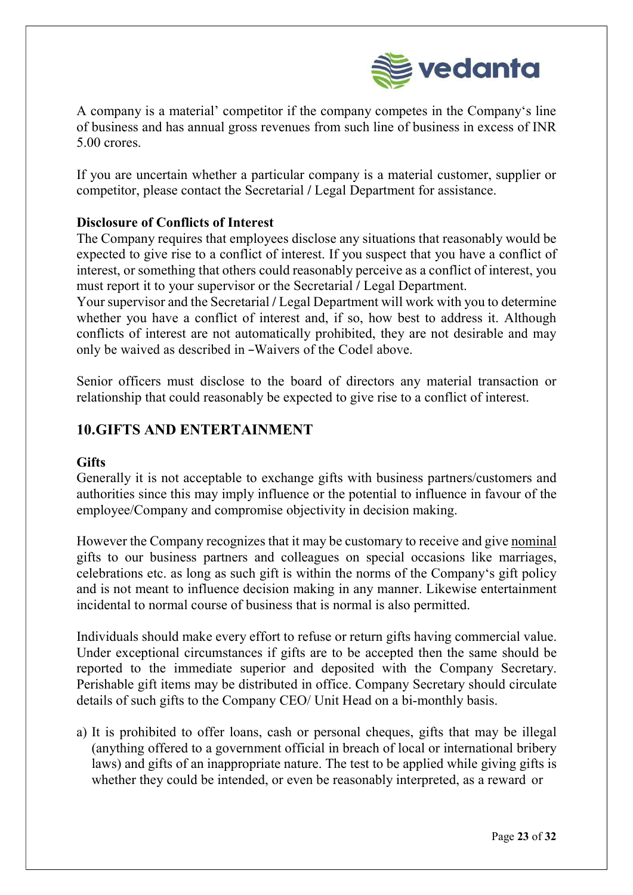A company is a material' competitor if the company competes in the Company's line of business and has annual gross revenues from such line of business in excess of INR 5.00 crores.

If you are uncertain whether a particular company is a material customer, supplier or competitor, please contact the Secretarial / Legal Department for assistance.

**Disclosure of Conflicts of Interest**

The Company requires that employees disclose any situations that reasonably would be expected to give rise to a conflict of interest. If you suspect that you have a conflict of interest, or something that others could reasonably perceive as a conflict of interest, you must report it to your supervisor or the Secretarial / Legal Department.

Your supervisor and the Secretarial / Legal Department will work with you to determine whether you have a conflict of interest and, if so, how best to address it. Although conflicts of interest are not automatically prohibited, they are not desirable and may only be waived as described in –Waivers of the Code‖ above.

Senior officers must disclose to the board of directors any material transaction or relationship that could reasonably be expected to give rise to a conflict of interest.

## 10.GIFTS AND ENTERTAINMENT

**Gifts**

Generally it is not acceptable to exchange gifts with business partners/customers and authorities since this may imply influence or the potential to influence in favour of the employee/Company and compromise objectivity in decision making.

However the Company recognizes that it may be customary to receive and give nominal gifts to our business partners and colleagues on special occasions like marriages, celebrations etc. as long as such gift is within the norms of the Company's gift policy and is not meant to influence decision making in any manner. Likewise entertainment incidental to normal course of business that is normal is also permitted.

Individuals should make every effort to refuse or return gifts having commercial value. Under exceptional circumstances if gifts are to be accepted then the same should be reported to the immediate superior and deposited with the Company Secretary. Perishable gift items may be distributed in office. Company Secretary should circulate details of such gifts to the Company CEO/ Unit Head on a bi-monthly basis.

a) It is prohibited to offer loans, cash or personal cheques, gifts that may be illegal (anything offered to a government official in breach of local or international bribery laws) and gifts of an inappropriate nature. The test to be applied while giving gifts is whether they could be intended, or even be reasonably interpreted, as a reward or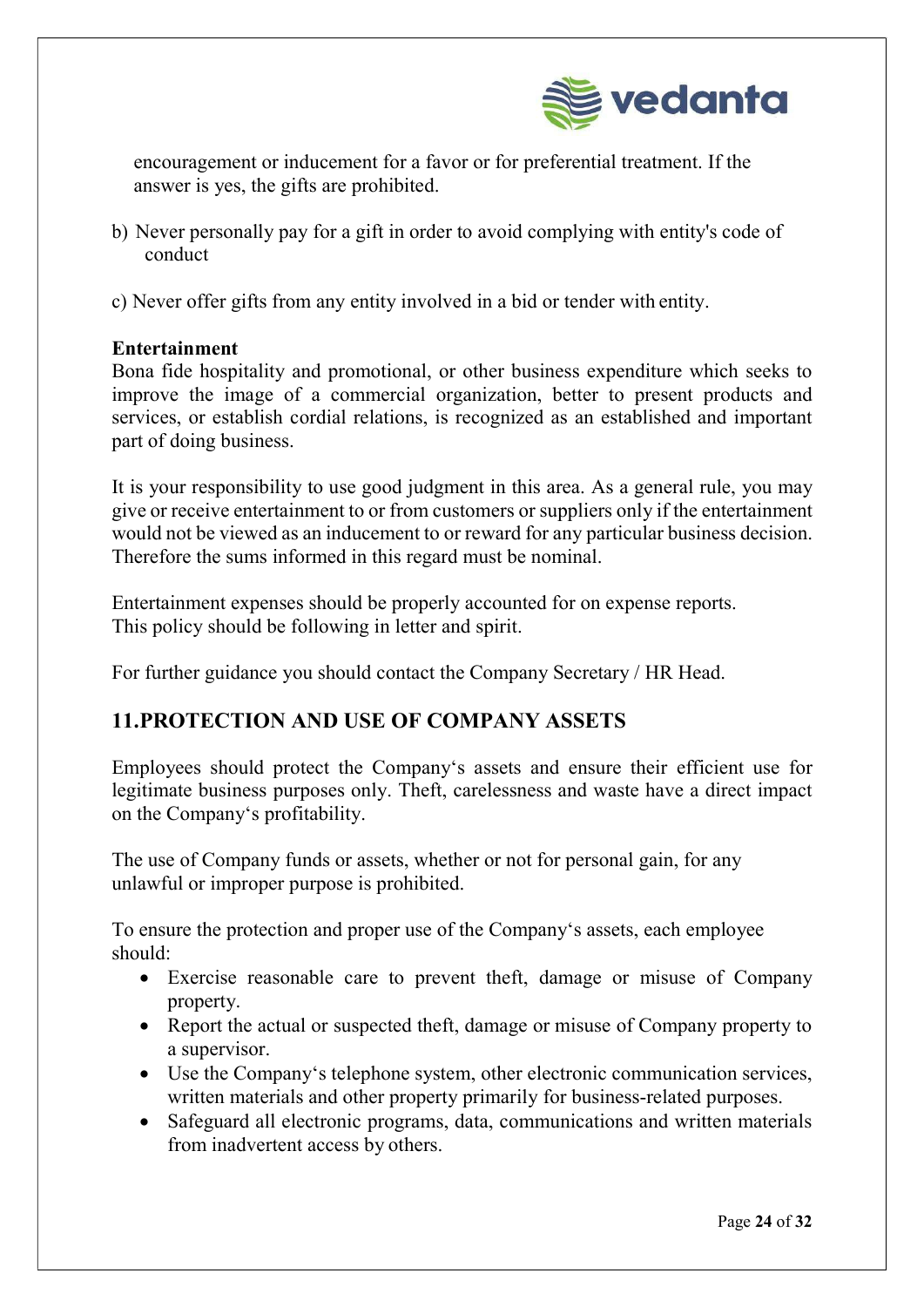encouragement or inducement for a favor or for preferential treatment. If the answer is yes, the gifts are prohibited.

b) Never personally pay for a gift in order to avoid complying with entity's code of conduct

c) Never offer gifts from any entity involved in a bid or tender with entity.

**Entertainment**

Bona fide hospitality and promotional, or other business expenditure which seeks to improve the image of a commercial organization, better to present products and services, or establish cordial relations, is recognized as an established and important part of doing business.

It is your responsibility to use good judgment in this area. As a general rule, you may give or receive entertainment to or from customers or suppliers only if the entertainment would not be viewed as an inducement to or reward for any particular business decision. Therefore the sums informed in this regard must be nominal.

Entertainment expenses should be properly accounted for on expense reports.
This policy should be following in letter and spirit.

For further guidance you should contact the Company Secretary / HR Head.

## 11.PROTECTION AND USE OF COMPANY ASSETS

Employees should protect the Company's assets and ensure their efficient use for legitimate business purposes only. Theft, carelessness and waste have a direct impact on the Company's profitability.

The use of Company funds or assets, whether or not for personal gain, for any unlawful or improper purpose is prohibited.

To ensure the protection and proper use of the Company's assets, each employee should:

- Exercise reasonable care to prevent theft, damage or misuse of Company property.
- Report the actual or suspected theft, damage or misuse of Company property to a supervisor.
- Use the Company's telephone system, other electronic communication services, written materials and other property primarily for business-related purposes.
- Safeguard all electronic programs, data, communications and written materials from inadvertent access by others.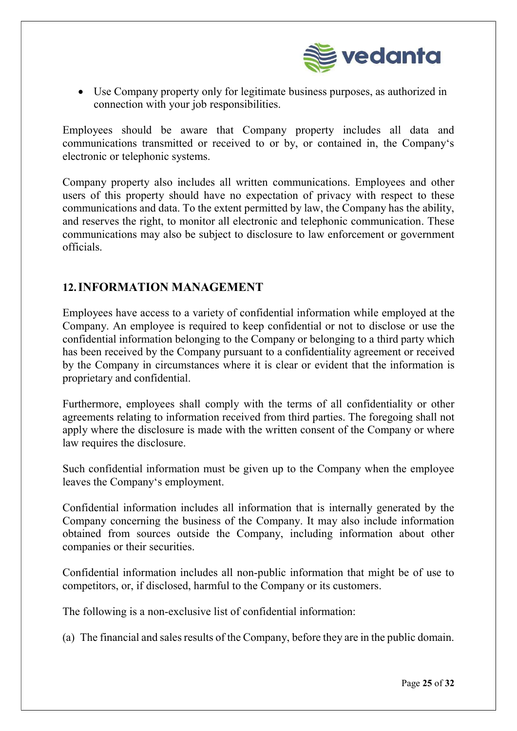- Use Company property only for legitimate business purposes, as authorized in connection with your job responsibilities.

Employees should be aware that Company property includes all data and communications transmitted or received to or by, or contained in, the Company's electronic or telephonic systems.

Company property also includes all written communications. Employees and other users of this property should have no expectation of privacy with respect to these communications and data. To the extent permitted by law, the Company has the ability, and reserves the right, to monitor all electronic and telephonic communication. These communications may also be subject to disclosure to law enforcement or government officials.

## 12. INFORMATION MANAGEMENT

Employees have access to a variety of confidential information while employed at the Company. An employee is required to keep confidential or not to disclose or use the confidential information belonging to the Company or belonging to a third party which has been received by the Company pursuant to a confidentiality agreement or received by the Company in circumstances where it is clear or evident that the information is proprietary and confidential.

Furthermore, employees shall comply with the terms of all confidentiality or other agreements relating to information received from third parties. The foregoing shall not apply where the disclosure is made with the written consent of the Company or where law requires the disclosure.

Such confidential information must be given up to the Company when the employee leaves the Company's employment.

Confidential information includes all information that is internally generated by the Company concerning the business of the Company. It may also include information obtained from sources outside the Company, including information about other companies or their securities.

Confidential information includes all non-public information that might be of use to competitors, or, if disclosed, harmful to the Company or its customers.

The following is a non-exclusive list of confidential information:

(a) The financial and sales results of the Company, before they are in the public domain.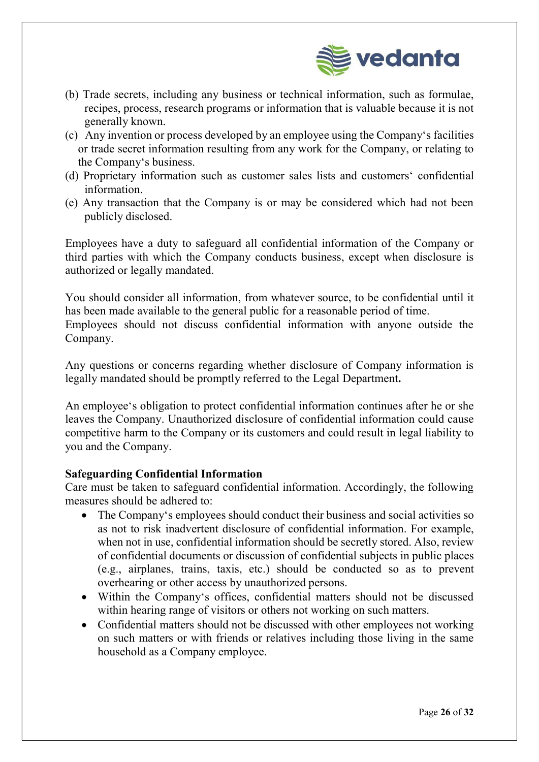(b) Trade secrets, including any business or technical information, such as formulae, recipes, process, research programs or information that is valuable because it is not generally known.

(c) Any invention or process developed by an employee using the Company's facilities or trade secret information resulting from any work for the Company, or relating to the Company's business.

(d) Proprietary information such as customer sales lists and customers' confidential information.

(e) Any transaction that the Company is or may be considered which had not been publicly disclosed.

Employees have a duty to safeguard all confidential information of the Company or third parties with which the Company conducts business, except when disclosure is authorized or legally mandated.

You should consider all information, from whatever source, to be confidential until it has been made available to the general public for a reasonable period of time.
Employees should not discuss confidential information with anyone outside the Company.

Any questions or concerns regarding whether disclosure of Company information is legally mandated should be promptly referred to the Legal Department**.**

An employee's obligation to protect confidential information continues after he or she leaves the Company. Unauthorized disclosure of confidential information could cause competitive harm to the Company or its customers and could result in legal liability to you and the Company.

**Safeguarding Confidential Information**

Care must be taken to safeguard confidential information. Accordingly, the following measures should be adhered to:

- The Company's employees should conduct their business and social activities so as not to risk inadvertent disclosure of confidential information. For example, when not in use, confidential information should be secretly stored. Also, review of confidential documents or discussion of confidential subjects in public places (e.g., airplanes, trains, taxis, etc.) should be conducted so as to prevent overhearing or other access by unauthorized persons.
- Within the Company's offices, confidential matters should not be discussed within hearing range of visitors or others not working on such matters.
- Confidential matters should not be discussed with other employees not working on such matters or with friends or relatives including those living in the same household as a Company employee.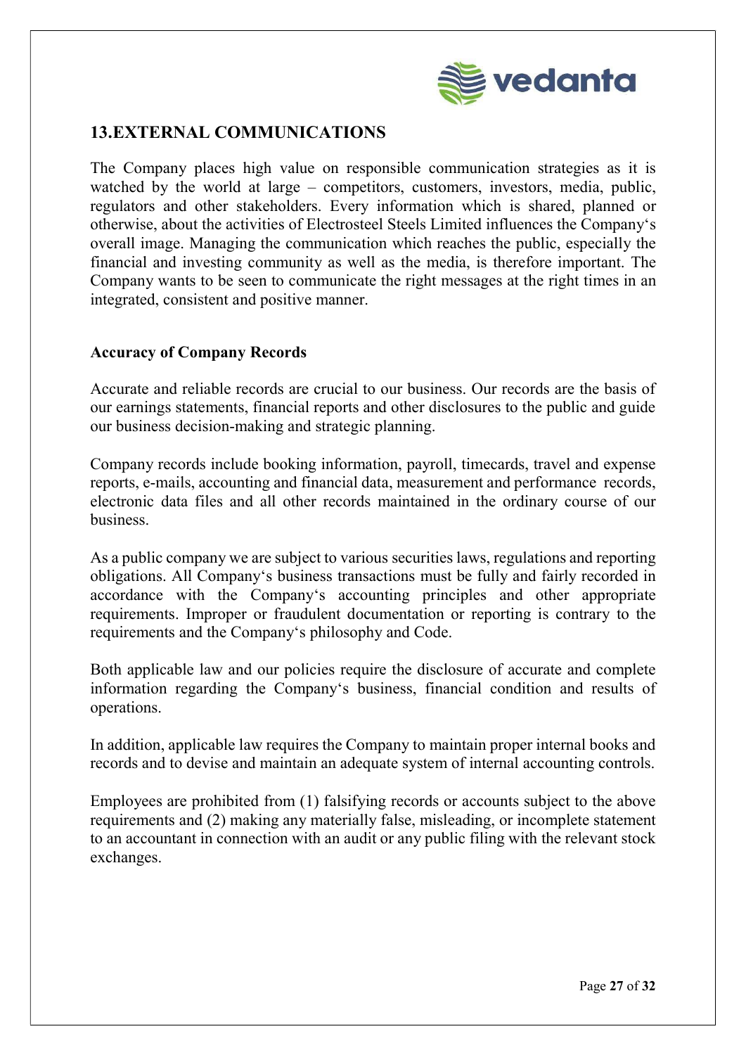## 13.EXTERNAL COMMUNICATIONS

The Company places high value on responsible communication strategies as it is watched by the world at large – competitors, customers, investors, media, public, regulators and other stakeholders. Every information which is shared, planned or otherwise, about the activities of Electrosteel Steels Limited influences the Company's overall image. Managing the communication which reaches the public, especially the financial and investing community as well as the media, is therefore important. The Company wants to be seen to communicate the right messages at the right times in an integrated, consistent and positive manner.

### Accuracy of Company Records

Accurate and reliable records are crucial to our business. Our records are the basis of our earnings statements, financial reports and other disclosures to the public and guide our business decision-making and strategic planning.

Company records include booking information, payroll, timecards, travel and expense reports, e-mails, accounting and financial data, measurement and performance records, electronic data files and all other records maintained in the ordinary course of our business.

As a public company we are subject to various securities laws, regulations and reporting obligations. All Company's business transactions must be fully and fairly recorded in accordance with the Company's accounting principles and other appropriate requirements. Improper or fraudulent documentation or reporting is contrary to the requirements and the Company's philosophy and Code.

Both applicable law and our policies require the disclosure of accurate and complete information regarding the Company's business, financial condition and results of operations.

In addition, applicable law requires the Company to maintain proper internal books and records and to devise and maintain an adequate system of internal accounting controls.

Employees are prohibited from (1) falsifying records or accounts subject to the above requirements and (2) making any materially false, misleading, or incomplete statement to an accountant in connection with an audit or any public filing with the relevant stock exchanges.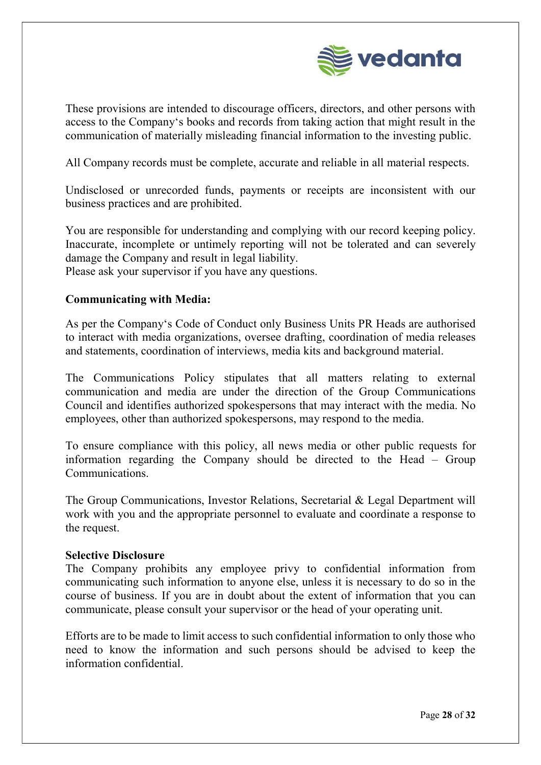These provisions are intended to discourage officers, directors, and other persons with access to the Company's books and records from taking action that might result in the communication of materially misleading financial information to the investing public.

All Company records must be complete, accurate and reliable in all material respects.

Undisclosed or unrecorded funds, payments or receipts are inconsistent with our business practices and are prohibited.

You are responsible for understanding and complying with our record keeping policy. Inaccurate, incomplete or untimely reporting will not be tolerated and can severely damage the Company and result in legal liability.
Please ask your supervisor if you have any questions.

**Communicating with Media:**

As per the Company's Code of Conduct only Business Units PR Heads are authorised to interact with media organizations, oversee drafting, coordination of media releases and statements, coordination of interviews, media kits and background material.

The Communications Policy stipulates that all matters relating to external communication and media are under the direction of the Group Communications Council and identifies authorized spokespersons that may interact with the media. No employees, other than authorized spokespersons, may respond to the media.

To ensure compliance with this policy, all news media or other public requests for information regarding the Company should be directed to the Head – Group Communications.

The Group Communications, Investor Relations, Secretarial & Legal Department will work with you and the appropriate personnel to evaluate and coordinate a response to the request.

**Selective Disclosure**

The Company prohibits any employee privy to confidential information from communicating such information to anyone else, unless it is necessary to do so in the course of business. If you are in doubt about the extent of information that you can communicate, please consult your supervisor or the head of your operating unit.

Efforts are to be made to limit access to such confidential information to only those who need to know the information and such persons should be advised to keep the information confidential.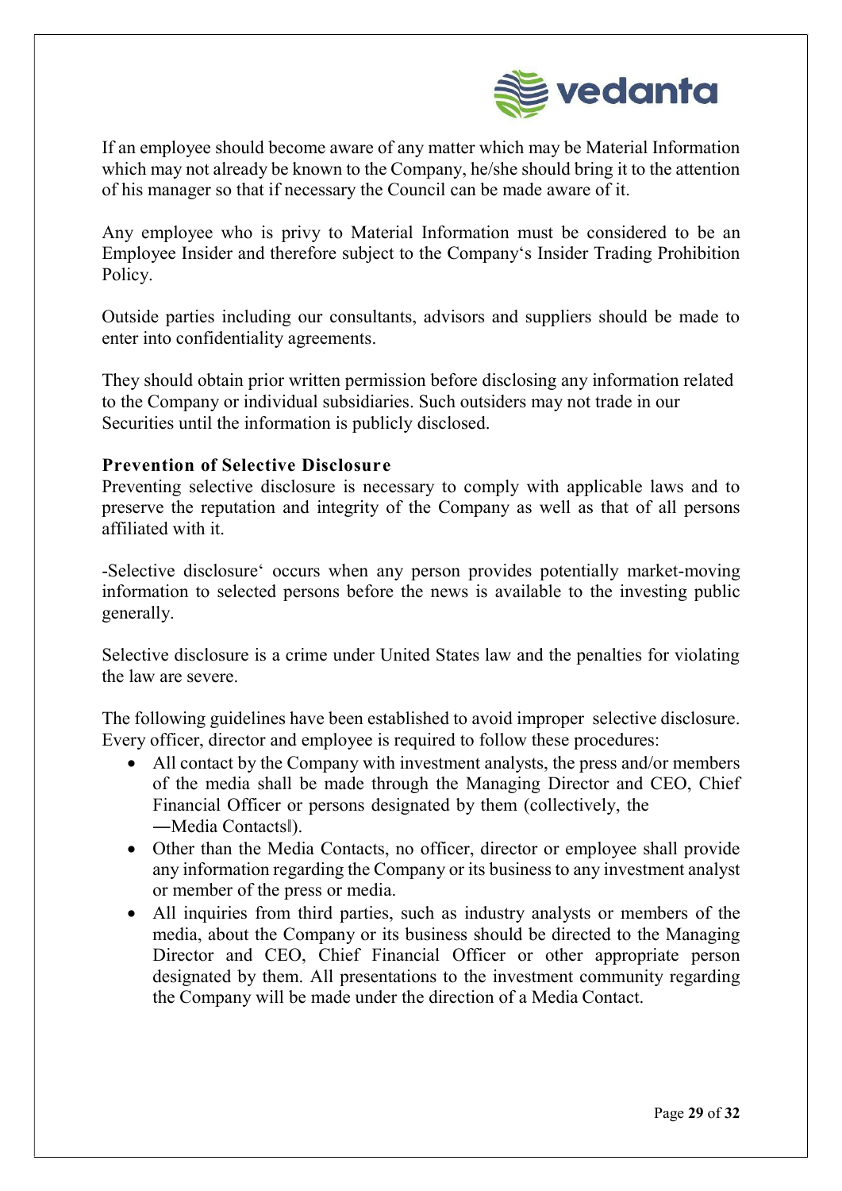If an employee should become aware of any matter which may be Material Information which may not already be known to the Company, he/she should bring it to the attention of his manager so that if necessary the Council can be made aware of it.

Any employee who is privy to Material Information must be considered to be an Employee Insider and therefore subject to the Company's Insider Trading Prohibition Policy.

Outside parties including our consultants, advisors and suppliers should be made to enter into confidentiality agreements.

They should obtain prior written permission before disclosing any information related to the Company or individual subsidiaries. Such outsiders may not trade in our Securities until the information is publicly disclosed.

**Prevention of Selective Disclosure**

Preventing selective disclosure is necessary to comply with applicable laws and to preserve the reputation and integrity of the Company as well as that of all persons affiliated with it.

-Selective disclosure' occurs when any person provides potentially market-moving information to selected persons before the news is available to the investing public generally.

Selective disclosure is a crime under United States law and the penalties for violating the law are severe.

The following guidelines have been established to avoid improper selective disclosure. Every officer, director and employee is required to follow these procedures:

- All contact by the Company with investment analysts, the press and/or members of the media shall be made through the Managing Director and CEO, Chief Financial Officer or persons designated by them (collectively, the ―Media Contacts‖).
- Other than the Media Contacts, no officer, director or employee shall provide any information regarding the Company or its business to any investment analyst or member of the press or media.
- All inquiries from third parties, such as industry analysts or members of the media, about the Company or its business should be directed to the Managing Director and CEO, Chief Financial Officer or other appropriate person designated by them. All presentations to the investment community regarding the Company will be made under the direction of a Media Contact.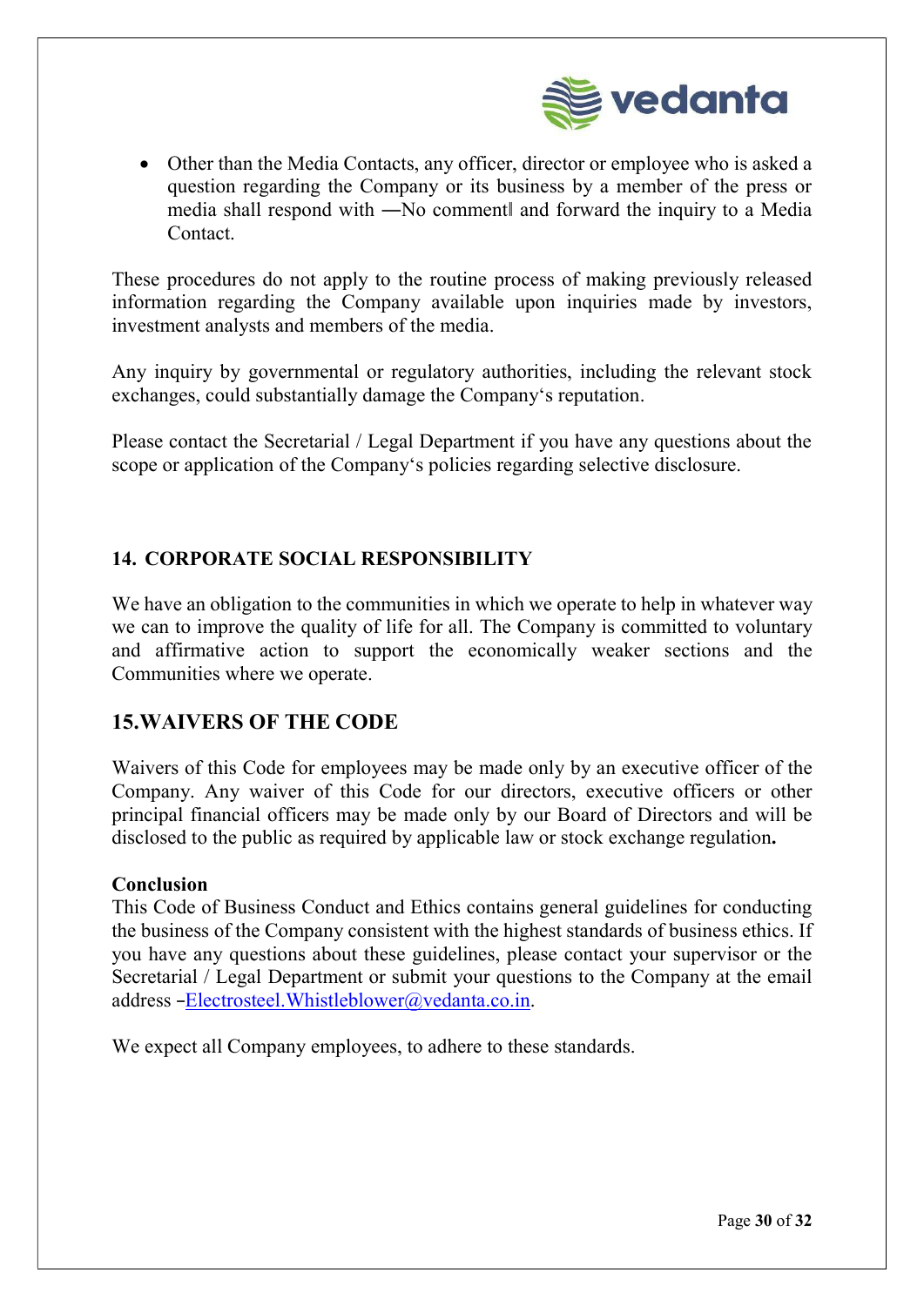- Other than the Media Contacts, any officer, director or employee who is asked a question regarding the Company or its business by a member of the press or media shall respond with ―No comment‖ and forward the inquiry to a Media Contact.

These procedures do not apply to the routine process of making previously released information regarding the Company available upon inquiries made by investors, investment analysts and members of the media.

Any inquiry by governmental or regulatory authorities, including the relevant stock exchanges, could substantially damage the Company‘s reputation.

Please contact the Secretarial / Legal Department if you have any questions about the scope or application of the Company‘s policies regarding selective disclosure.

## 14. CORPORATE SOCIAL RESPONSIBILITY

We have an obligation to the communities in which we operate to help in whatever way we can to improve the quality of life for all. The Company is committed to voluntary and affirmative action to support the economically weaker sections and the Communities where we operate.

## 15. WAIVERS OF THE CODE

Waivers of this Code for employees may be made only by an executive officer of the Company. Any waiver of this Code for our directors, executive officers or other principal financial officers may be made only by our Board of Directors and will be disclosed to the public as required by applicable law or stock exchange regulation**.**

**Conclusion**

This Code of Business Conduct and Ethics contains general guidelines for conducting the business of the Company consistent with the highest standards of business ethics. If you have any questions about these guidelines, please contact your supervisor or the Secretarial / Legal Department or submit your questions to the Company at the email address –Electrosteel.Whistleblower@vedanta.co.in.

We expect all Company employees, to adhere to these standards.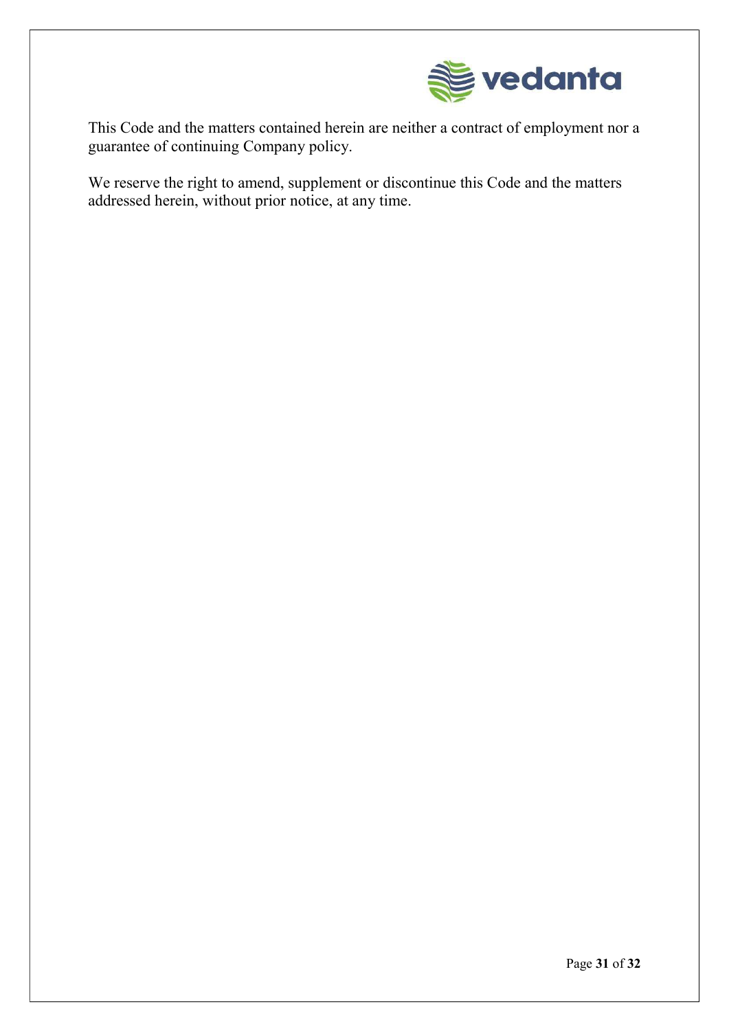This Code and the matters contained herein are neither a contract of employment nor a guarantee of continuing Company policy.

We reserve the right to amend, supplement or discontinue this Code and the matters addressed herein, without prior notice, at any time.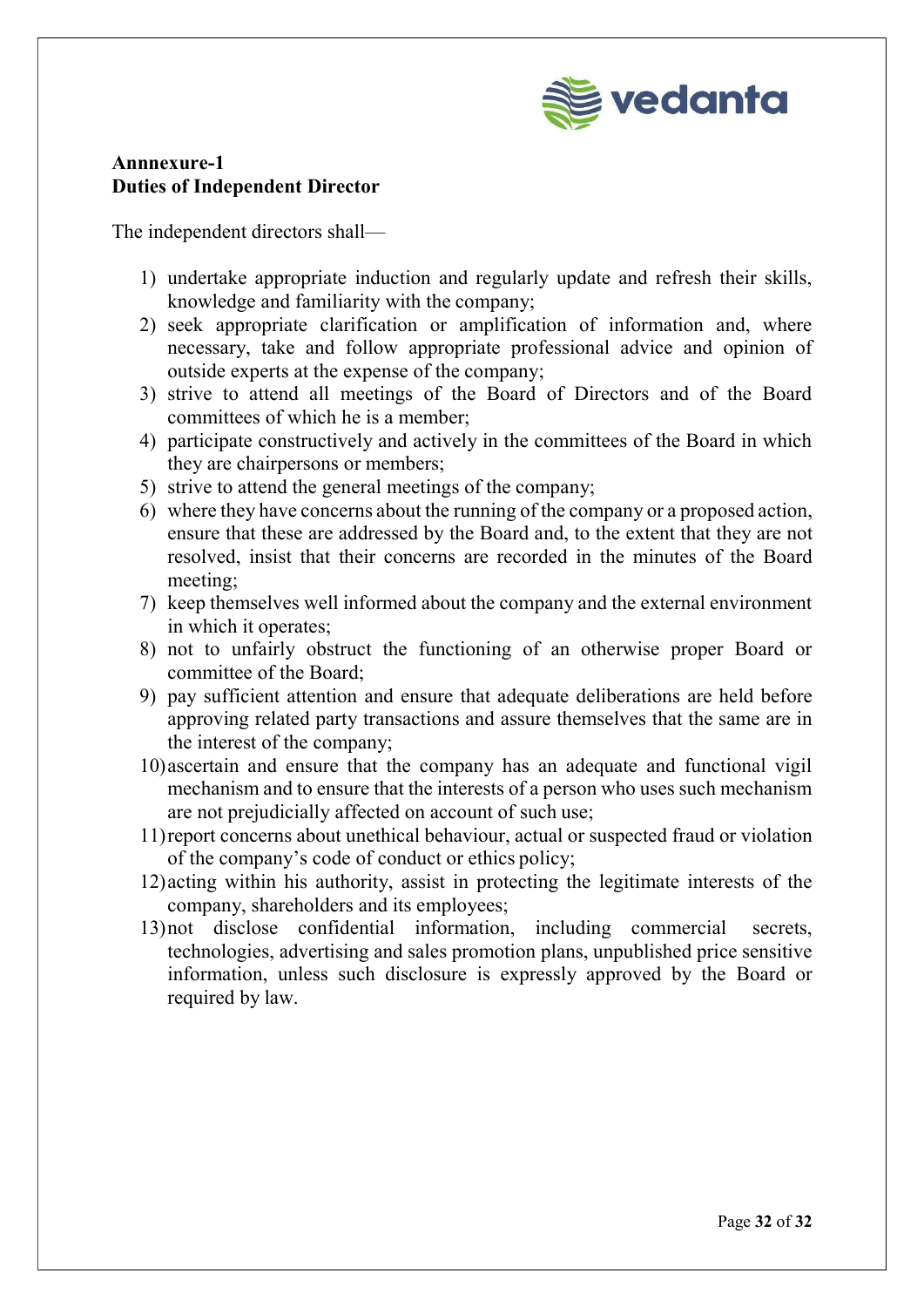**Annnexure-1**
**Duties of Independent Director**

The independent directors shall—

1) undertake appropriate induction and regularly update and refresh their skills, knowledge and familiarity with the company;
2) seek appropriate clarification or amplification of information and, where necessary, take and follow appropriate professional advice and opinion of outside experts at the expense of the company;
3) strive to attend all meetings of the Board of Directors and of the Board committees of which he is a member;
4) participate constructively and actively in the committees of the Board in which they are chairpersons or members;
5) strive to attend the general meetings of the company;
6) where they have concerns about the running of the company or a proposed action, ensure that these are addressed by the Board and, to the extent that they are not resolved, insist that their concerns are recorded in the minutes of the Board meeting;
7) keep themselves well informed about the company and the external environment in which it operates;
8) not to unfairly obstruct the functioning of an otherwise proper Board or committee of the Board;
9) pay sufficient attention and ensure that adequate deliberations are held before approving related party transactions and assure themselves that the same are in the interest of the company;
10) ascertain and ensure that the company has an adequate and functional vigil mechanism and to ensure that the interests of a person who uses such mechanism are not prejudicially affected on account of such use;
11) report concerns about unethical behaviour, actual or suspected fraud or violation of the company's code of conduct or ethics policy;
12) acting within his authority, assist in protecting the legitimate interests of the company, shareholders and its employees;
13) not disclose confidential information, including commercial secrets, technologies, advertising and sales promotion plans, unpublished price sensitive information, unless such disclosure is expressly approved by the Board or required by law.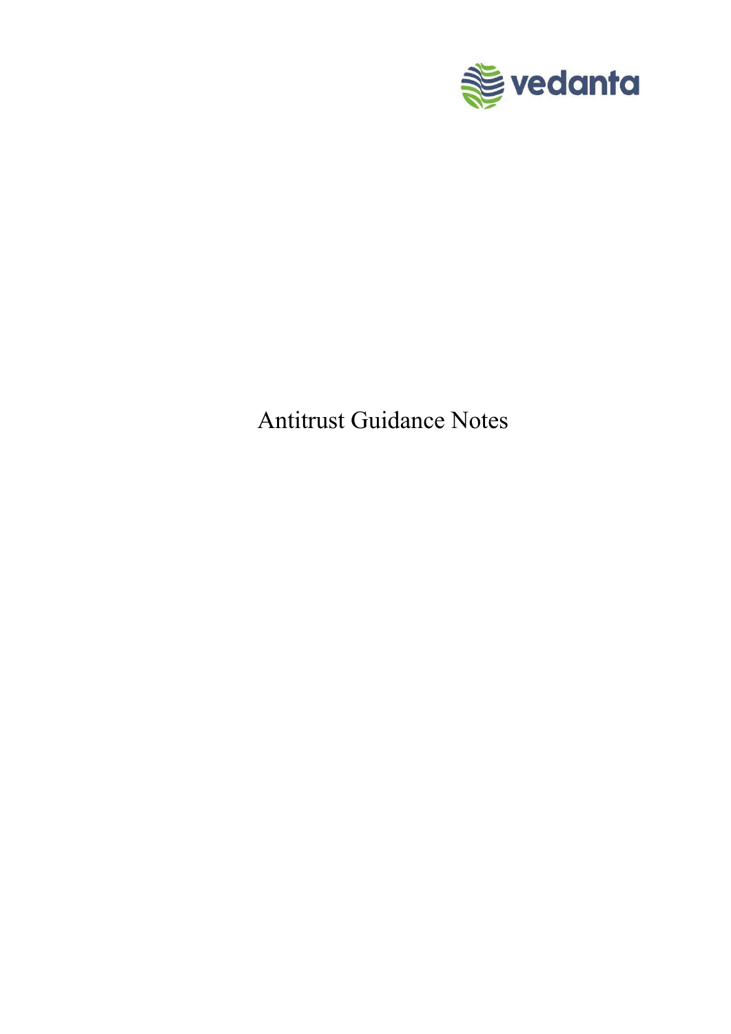# Antitrust Guidance Notes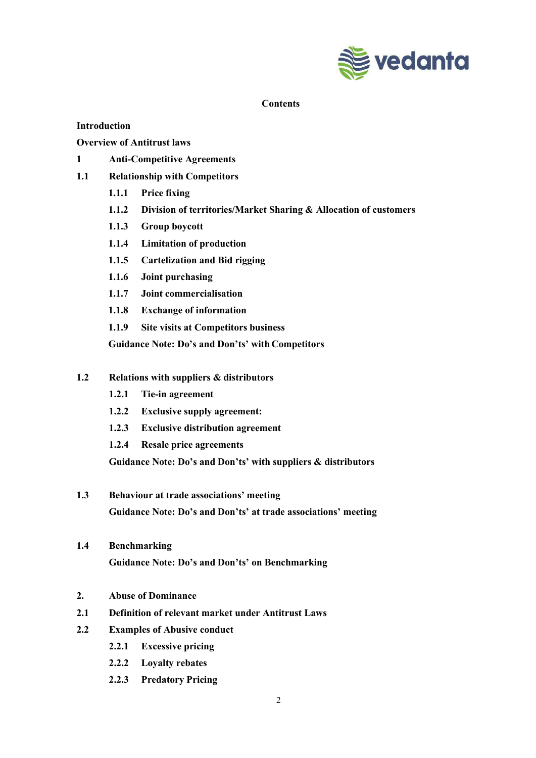**Contents**

**Introduction**

**Overview of Antitrust laws**

**1 Anti-Competitive Agreements**

**1.1 Relationship with Competitors**

- **1.1.1 Price fixing**
- **1.1.2 Division of territories/Market Sharing & Allocation of customers**
- **1.1.3 Group boycott**
- **1.1.4 Limitation of production**
- **1.1.5 Cartelization and Bid rigging**
- **1.1.6 Joint purchasing**
- **1.1.7 Joint commercialisation**
- **1.1.8 Exchange of information**
- **1.1.9 Site visits at Competitors business**

**Guidance Note: Do's and Don'ts' with Competitors**

**1.2 Relations with suppliers & distributors**

- **1.2.1 Tie-in agreement**
- **1.2.2 Exclusive supply agreement:**
- **1.2.3 Exclusive distribution agreement**
- **1.2.4 Resale price agreements**

**Guidance Note: Do's and Don'ts' with suppliers & distributors**

**1.3 Behaviour at trade associations' meeting**

**Guidance Note: Do's and Don'ts' at trade associations' meeting**

**1.4 Benchmarking**

**Guidance Note: Do's and Don'ts' on Benchmarking**

**2. Abuse of Dominance**

**2.1 Definition of relevant market under Antitrust Laws**

**2.2 Examples of Abusive conduct**

- **2.2.1 Excessive pricing**
- **2.2.2 Loyalty rebates**
- **2.2.3 Predatory Pricing**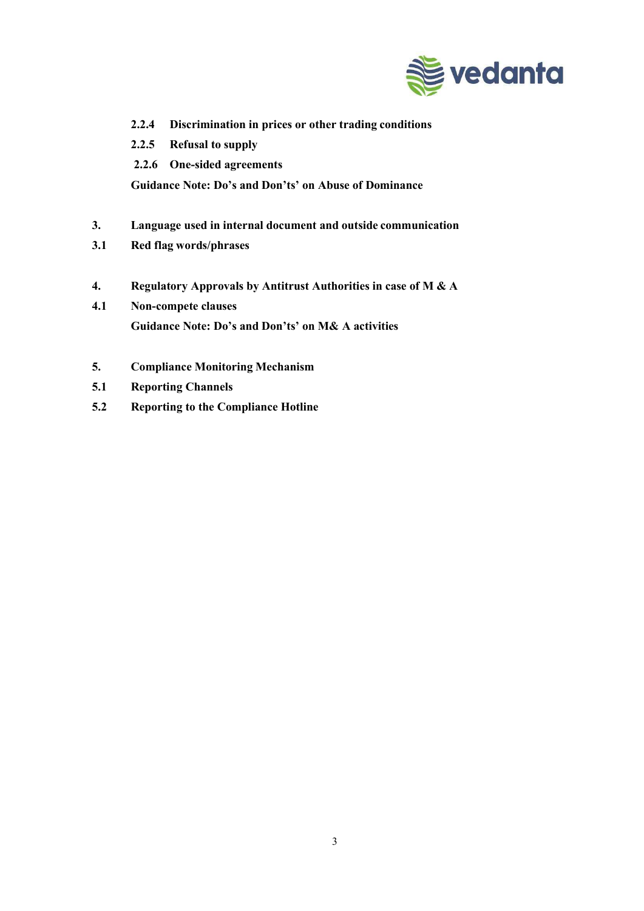**2.2.4 Discrimination in prices or other trading conditions**

**2.2.5 Refusal to supply**

**2.2.6 One-sided agreements**

**Guidance Note: Do's and Don'ts' on Abuse of Dominance**

**3. Language used in internal document and outside communication**

**3.1 Red flag words/phrases**

**4. Regulatory Approvals by Antitrust Authorities in case of M & A**

**4.1 Non-compete clauses**

**Guidance Note: Do's and Don'ts' on M& A activities**

**5. Compliance Monitoring Mechanism**

**5.1 Reporting Channels**

**5.2 Reporting to the Compliance Hotline**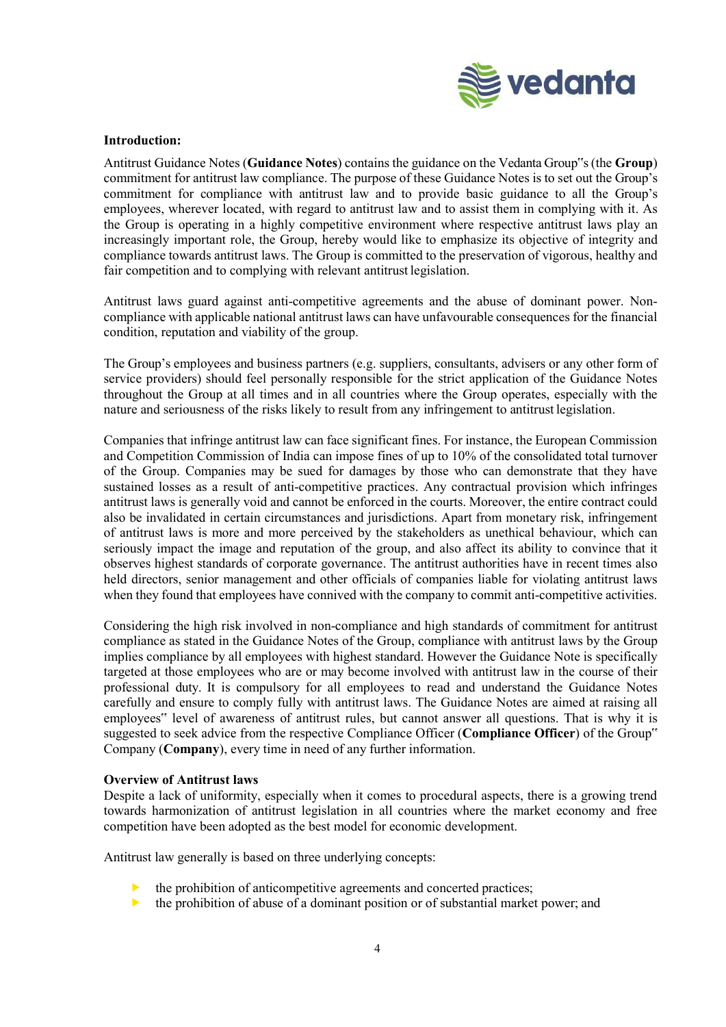**Introduction:**

Antitrust Guidance Notes (**Guidance Notes**) contains the guidance on the Vedanta Group"s (the **Group**) commitment for antitrust law compliance. The purpose of these Guidance Notes is to set out the Group's commitment for compliance with antitrust law and to provide basic guidance to all the Group's employees, wherever located, with regard to antitrust law and to assist them in complying with it. As the Group is operating in a highly competitive environment where respective antitrust laws play an increasingly important role, the Group, hereby would like to emphasize its objective of integrity and compliance towards antitrust laws. The Group is committed to the preservation of vigorous, healthy and fair competition and to complying with relevant antitrust legislation.

Antitrust laws guard against anti-competitive agreements and the abuse of dominant power. Non-compliance with applicable national antitrust laws can have unfavourable consequences for the financial condition, reputation and viability of the group.

The Group's employees and business partners (e.g. suppliers, consultants, advisers or any other form of service providers) should feel personally responsible for the strict application of the Guidance Notes throughout the Group at all times and in all countries where the Group operates, especially with the nature and seriousness of the risks likely to result from any infringement to antitrust legislation.

Companies that infringe antitrust law can face significant fines. For instance, the European Commission and Competition Commission of India can impose fines of up to 10% of the consolidated total turnover of the Group. Companies may be sued for damages by those who can demonstrate that they have sustained losses as a result of anti-competitive practices. Any contractual provision which infringes antitrust laws is generally void and cannot be enforced in the courts. Moreover, the entire contract could also be invalidated in certain circumstances and jurisdictions. Apart from monetary risk, infringement of antitrust laws is more and more perceived by the stakeholders as unethical behaviour, which can seriously impact the image and reputation of the group, and also affect its ability to convince that it observes highest standards of corporate governance. The antitrust authorities have in recent times also held directors, senior management and other officials of companies liable for violating antitrust laws when they found that employees have connived with the company to commit anti-competitive activities.

Considering the high risk involved in non-compliance and high standards of commitment for antitrust compliance as stated in the Guidance Notes of the Group, compliance with antitrust laws by the Group implies compliance by all employees with highest standard. However the Guidance Note is specifically targeted at those employees who are or may become involved with antitrust law in the course of their professional duty. It is compulsory for all employees to read and understand the Guidance Notes carefully and ensure to comply fully with antitrust laws. The Guidance Notes are aimed at raising all employees" level of awareness of antitrust rules, but cannot answer all questions. That is why it is suggested to seek advice from the respective Compliance Officer (**Compliance Officer**) of the Group" Company (**Company**), every time in need of any further information.

**Overview of Antitrust laws**

Despite a lack of uniformity, especially when it comes to procedural aspects, there is a growing trend towards harmonization of antitrust legislation in all countries where the market economy and free competition have been adopted as the best model for economic development.

Antitrust law generally is based on three underlying concepts:

- the prohibition of anticompetitive agreements and concerted practices;
- the prohibition of abuse of a dominant position or of substantial market power; and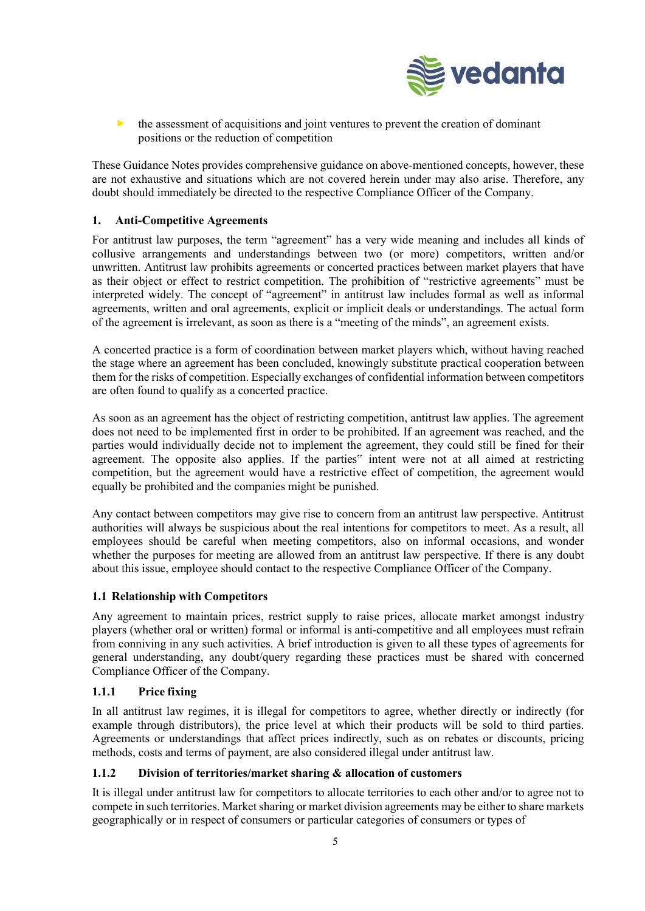- the assessment of acquisitions and joint ventures to prevent the creation of dominant positions or the reduction of competition

These Guidance Notes provides comprehensive guidance on above-mentioned concepts, however, these are not exhaustive and situations which are not covered herein under may also arise. Therefore, any doubt should immediately be directed to the respective Compliance Officer of the Company.

## 1. Anti-Competitive Agreements

For antitrust law purposes, the term "agreement" has a very wide meaning and includes all kinds of collusive arrangements and understandings between two (or more) competitors, written and/or unwritten. Antitrust law prohibits agreements or concerted practices between market players that have as their object or effect to restrict competition. The prohibition of "restrictive agreements" must be interpreted widely. The concept of "agreement" in antitrust law includes formal as well as informal agreements, written and oral agreements, explicit or implicit deals or understandings. The actual form of the agreement is irrelevant, as soon as there is a "meeting of the minds", an agreement exists.

A concerted practice is a form of coordination between market players which, without having reached the stage where an agreement has been concluded, knowingly substitute practical cooperation between them for the risks of competition. Especially exchanges of confidential information between competitors are often found to qualify as a concerted practice.

As soon as an agreement has the object of restricting competition, antitrust law applies. The agreement does not need to be implemented first in order to be prohibited. If an agreement was reached, and the parties would individually decide not to implement the agreement, they could still be fined for their agreement. The opposite also applies. If the parties" intent were not at all aimed at restricting competition, but the agreement would have a restrictive effect of competition, the agreement would equally be prohibited and the companies might be punished.

Any contact between competitors may give rise to concern from an antitrust law perspective. Antitrust authorities will always be suspicious about the real intentions for competitors to meet. As a result, all employees should be careful when meeting competitors, also on informal occasions, and wonder whether the purposes for meeting are allowed from an antitrust law perspective. If there is any doubt about this issue, employee should contact to the respective Compliance Officer of the Company.

### 1.1 Relationship with Competitors

Any agreement to maintain prices, restrict supply to raise prices, allocate market amongst industry players (whether oral or written) formal or informal is anti-competitive and all employees must refrain from conniving in any such activities. A brief introduction is given to all these types of agreements for general understanding, any doubt/query regarding these practices must be shared with concerned Compliance Officer of the Company.

#### 1.1.1 Price fixing

In all antitrust law regimes, it is illegal for competitors to agree, whether directly or indirectly (for example through distributors), the price level at which their products will be sold to third parties. Agreements or understandings that affect prices indirectly, such as on rebates or discounts, pricing methods, costs and terms of payment, are also considered illegal under antitrust law.

#### 1.1.2 Division of territories/market sharing & allocation of customers

It is illegal under antitrust law for competitors to allocate territories to each other and/or to agree not to compete in such territories. Market sharing or market division agreements may be either to share markets geographically or in respect of consumers or particular categories of consumers or types of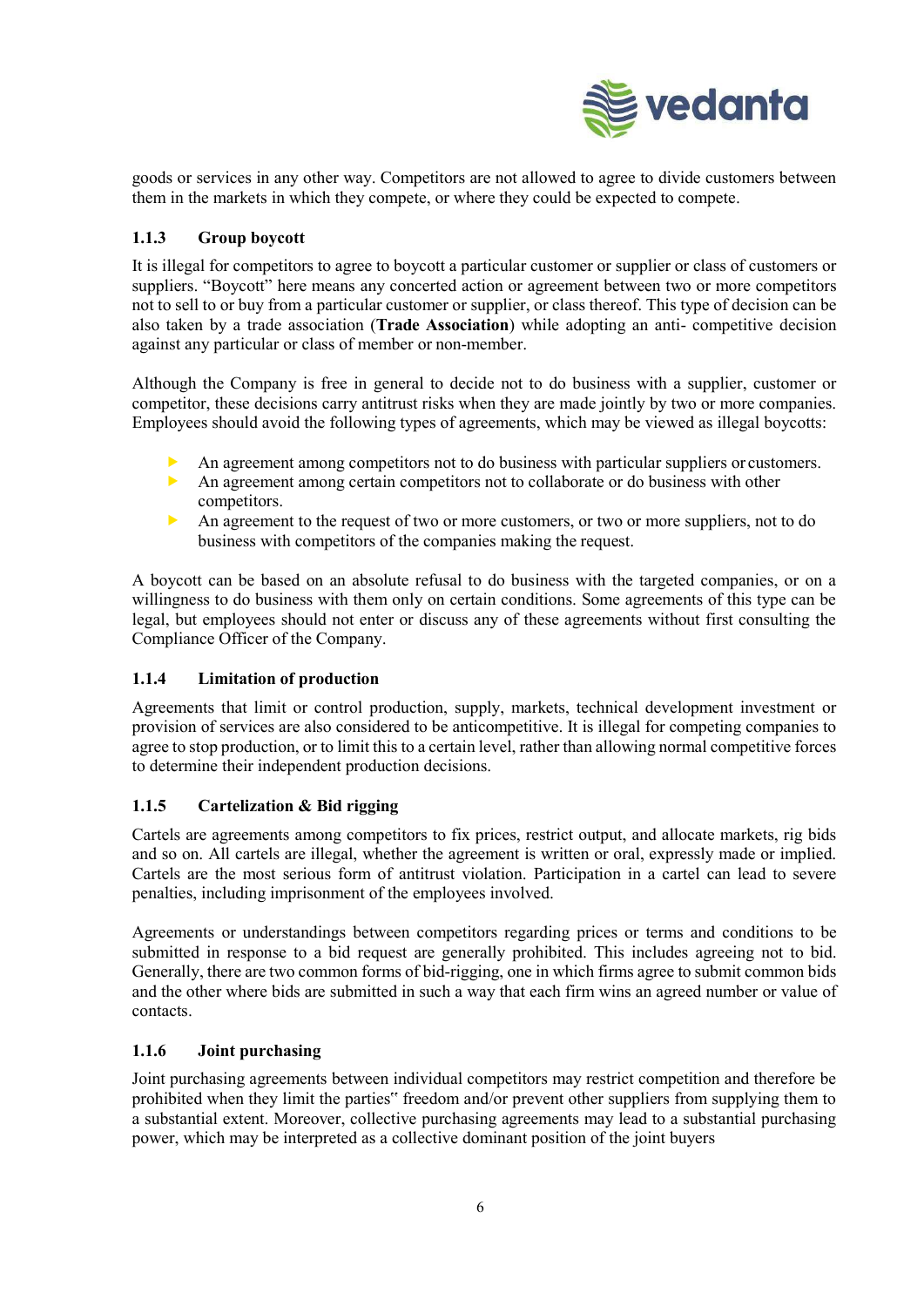goods or services in any other way. Competitors are not allowed to agree to divide customers between them in the markets in which they compete, or where they could be expected to compete.

### 1.1.3 Group boycott

It is illegal for competitors to agree to boycott a particular customer or supplier or class of customers or suppliers. "Boycott" here means any concerted action or agreement between two or more competitors not to sell to or buy from a particular customer or supplier, or class thereof. This type of decision can be also taken by a trade association (**Trade Association**) while adopting an anti- competitive decision against any particular or class of member or non-member.

Although the Company is free in general to decide not to do business with a supplier, customer or competitor, these decisions carry antitrust risks when they are made jointly by two or more companies. Employees should avoid the following types of agreements, which may be viewed as illegal boycotts:

- An agreement among competitors not to do business with particular suppliers or customers.
- An agreement among certain competitors not to collaborate or do business with other competitors.
- An agreement to the request of two or more customers, or two or more suppliers, not to do business with competitors of the companies making the request.

A boycott can be based on an absolute refusal to do business with the targeted companies, or on a willingness to do business with them only on certain conditions. Some agreements of this type can be legal, but employees should not enter or discuss any of these agreements without first consulting the Compliance Officer of the Company.

### 1.1.4 Limitation of production

Agreements that limit or control production, supply, markets, technical development investment or provision of services are also considered to be anticompetitive. It is illegal for competing companies to agree to stop production, or to limit this to a certain level, rather than allowing normal competitive forces to determine their independent production decisions.

### 1.1.5 Cartelization & Bid rigging

Cartels are agreements among competitors to fix prices, restrict output, and allocate markets, rig bids and so on. All cartels are illegal, whether the agreement is written or oral, expressly made or implied. Cartels are the most serious form of antitrust violation. Participation in a cartel can lead to severe penalties, including imprisonment of the employees involved.

Agreements or understandings between competitors regarding prices or terms and conditions to be submitted in response to a bid request are generally prohibited. This includes agreeing not to bid. Generally, there are two common forms of bid-rigging, one in which firms agree to submit common bids and the other where bids are submitted in such a way that each firm wins an agreed number or value of contacts.

### 1.1.6 Joint purchasing

Joint purchasing agreements between individual competitors may restrict competition and therefore be prohibited when they limit the parties" freedom and/or prevent other suppliers from supplying them to a substantial extent. Moreover, collective purchasing agreements may lead to a substantial purchasing power, which may be interpreted as a collective dominant position of the joint buyers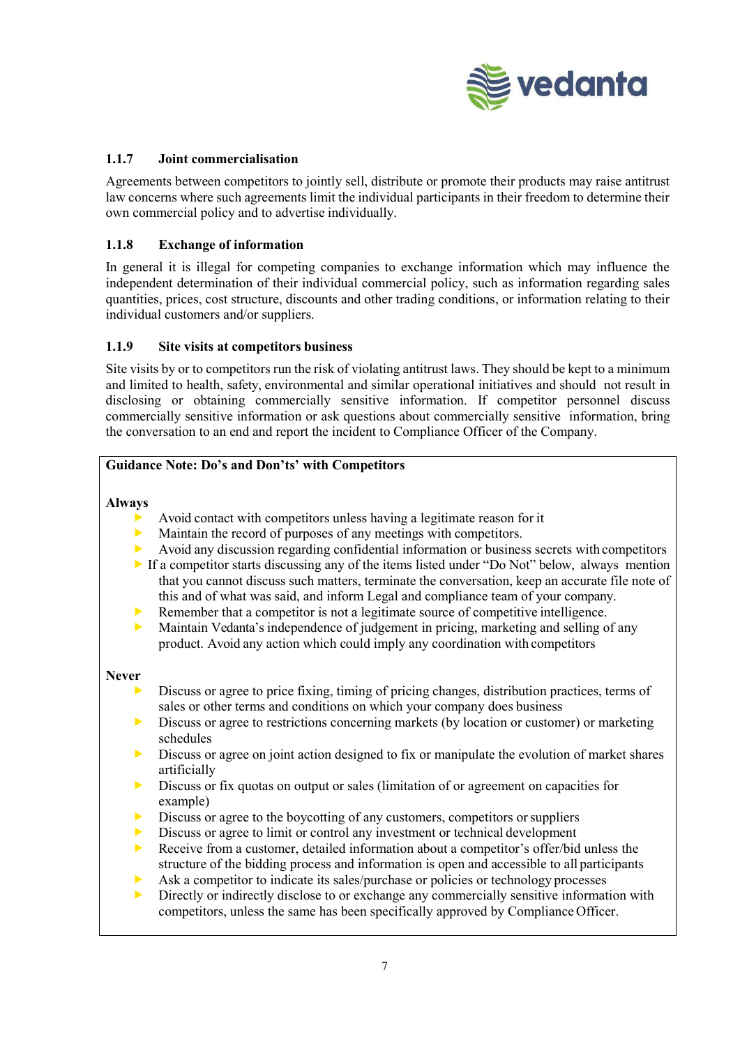### 1.1.7 Joint commercialisation

Agreements between competitors to jointly sell, distribute or promote their products may raise antitrust law concerns where such agreements limit the individual participants in their freedom to determine their own commercial policy and to advertise individually.

### 1.1.8 Exchange of information

In general it is illegal for competing companies to exchange information which may influence the independent determination of their individual commercial policy, such as information regarding sales quantities, prices, cost structure, discounts and other trading conditions, or information relating to their individual customers and/or suppliers.

### 1.1.9 Site visits at competitors business

Site visits by or to competitors run the risk of violating antitrust laws. They should be kept to a minimum and limited to health, safety, environmental and similar operational initiatives and should not result in disclosing or obtaining commercially sensitive information. If competitor personnel discuss commercially sensitive information or ask questions about commercially sensitive information, bring the conversation to an end and report the incident to Compliance Officer of the Company.

**Guidance Note: Do's and Don'ts' with Competitors**

**Always**

- Avoid contact with competitors unless having a legitimate reason for it
- Maintain the record of purposes of any meetings with competitors.
- Avoid any discussion regarding confidential information or business secrets with competitors
- If a competitor starts discussing any of the items listed under "Do Not" below, always mention that you cannot discuss such matters, terminate the conversation, keep an accurate file note of this and of what was said, and inform Legal and compliance team of your company.
- Remember that a competitor is not a legitimate source of competitive intelligence.
- Maintain Vedanta's independence of judgement in pricing, marketing and selling of any product. Avoid any action which could imply any coordination with competitors

**Never**

- Discuss or agree to price fixing, timing of pricing changes, distribution practices, terms of sales or other terms and conditions on which your company does business
- Discuss or agree to restrictions concerning markets (by location or customer) or marketing schedules
- Discuss or agree on joint action designed to fix or manipulate the evolution of market shares artificially
- Discuss or fix quotas on output or sales (limitation of or agreement on capacities for example)
- Discuss or agree to the boycotting of any customers, competitors or suppliers
- Discuss or agree to limit or control any investment or technical development
- Receive from a customer, detailed information about a competitor's offer/bid unless the structure of the bidding process and information is open and accessible to all participants
- Ask a competitor to indicate its sales/purchase or policies or technology processes
- Directly or indirectly disclose to or exchange any commercially sensitive information with competitors, unless the same has been specifically approved by Compliance Officer.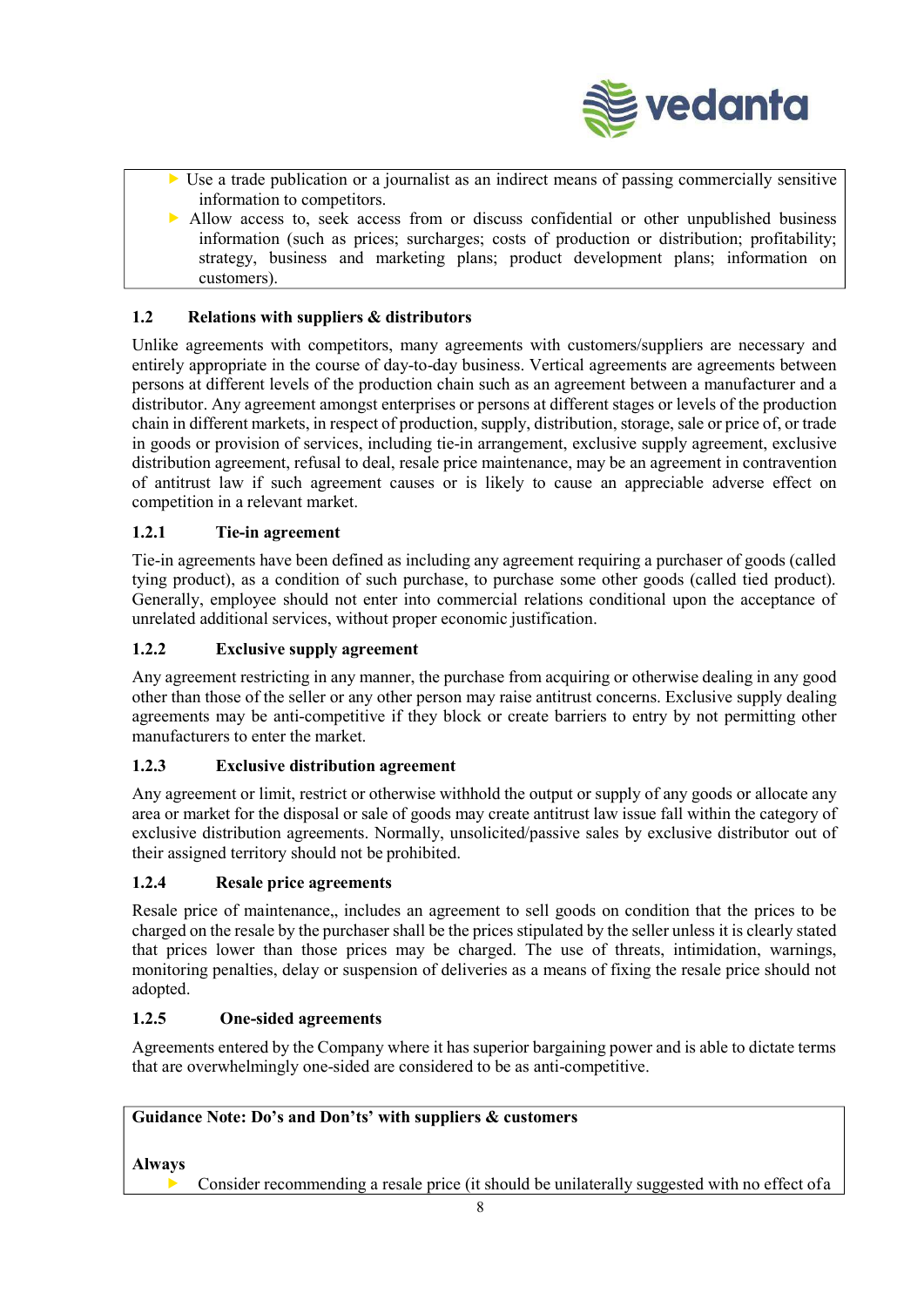- Use a trade publication or a journalist as an indirect means of passing commercially sensitive information to competitors.
- Allow access to, seek access from or discuss confidential or other unpublished business information (such as prices; surcharges; costs of production or distribution; profitability; strategy, business and marketing plans; product development plans; information on customers).

### 1.2 Relations with suppliers & distributors

Unlike agreements with competitors, many agreements with customers/suppliers are necessary and entirely appropriate in the course of day-to-day business. Vertical agreements are agreements between persons at different levels of the production chain such as an agreement between a manufacturer and a distributor. Any agreement amongst enterprises or persons at different stages or levels of the production chain in different markets, in respect of production, supply, distribution, storage, sale or price of, or trade in goods or provision of services, including tie-in arrangement, exclusive supply agreement, exclusive distribution agreement, refusal to deal, resale price maintenance, may be an agreement in contravention of antitrust law if such agreement causes or is likely to cause an appreciable adverse effect on competition in a relevant market.

#### 1.2.1 Tie-in agreement

Tie-in agreements have been defined as including any agreement requiring a purchaser of goods (called tying product), as a condition of such purchase, to purchase some other goods (called tied product). Generally, employee should not enter into commercial relations conditional upon the acceptance of unrelated additional services, without proper economic justification.

#### 1.2.2 Exclusive supply agreement

Any agreement restricting in any manner, the purchase from acquiring or otherwise dealing in any good other than those of the seller or any other person may raise antitrust concerns. Exclusive supply dealing agreements may be anti-competitive if they block or create barriers to entry by not permitting other manufacturers to enter the market.

#### 1.2.3 Exclusive distribution agreement

Any agreement or limit, restrict or otherwise withhold the output or supply of any goods or allocate any area or market for the disposal or sale of goods may create antitrust law issue fall within the category of exclusive distribution agreements. Normally, unsolicited/passive sales by exclusive distributor out of their assigned territory should not be prohibited.

#### 1.2.4 Resale price agreements

Resale price of maintenance,, includes an agreement to sell goods on condition that the prices to be charged on the resale by the purchaser shall be the prices stipulated by the seller unless it is clearly stated that prices lower than those prices may be charged. The use of threats, intimidation, warnings, monitoring penalties, delay or suspension of deliveries as a means of fixing the resale price should not adopted.

#### 1.2.5 One-sided agreements

Agreements entered by the Company where it has superior bargaining power and is able to dictate terms that are overwhelmingly one-sided are considered to be as anti-competitive.

**Guidance Note: Do's and Don'ts' with suppliers & customers**

**Always**

- Consider recommending a resale price (it should be unilaterally suggested with no effect ofa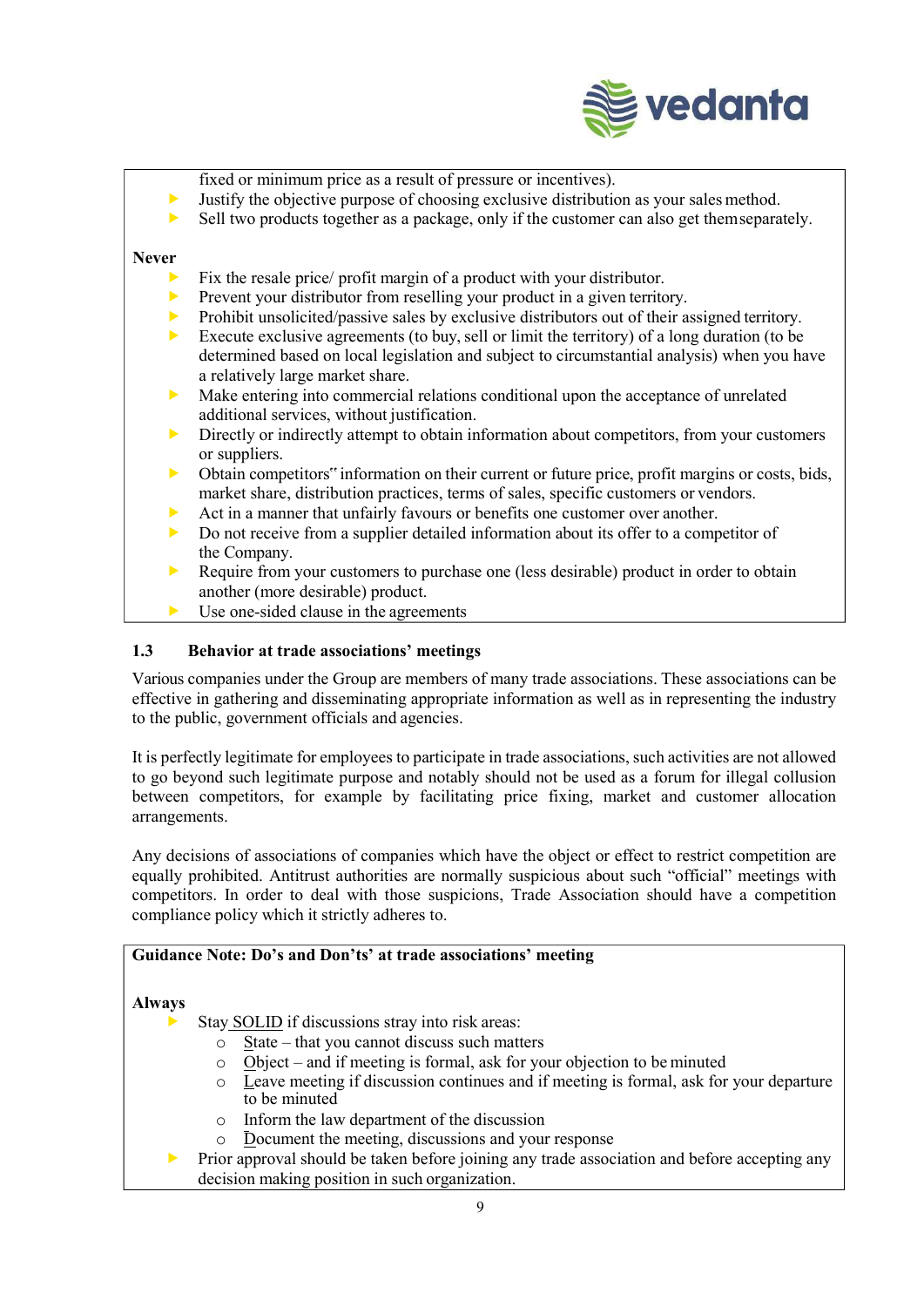fixed or minimum price as a result of pressure or incentives).

- Justify the objective purpose of choosing exclusive distribution as your sales method.
- Sell two products together as a package, only if the customer can also get them separately.

**Never**

- Fix the resale price/ profit margin of a product with your distributor.
- Prevent your distributor from reselling your product in a given territory.
- Prohibit unsolicited/passive sales by exclusive distributors out of their assigned territory.
- Execute exclusive agreements (to buy, sell or limit the territory) of a long duration (to be determined based on local legislation and subject to circumstantial analysis) when you have a relatively large market share.
- Make entering into commercial relations conditional upon the acceptance of unrelated additional services, without justification.
- Directly or indirectly attempt to obtain information about competitors, from your customers or suppliers.
- Obtain competitors" information on their current or future price, profit margins or costs, bids, market share, distribution practices, terms of sales, specific customers or vendors.
- Act in a manner that unfairly favours or benefits one customer over another.
- Do not receive from a supplier detailed information about its offer to a competitor of the Company.
- Require from your customers to purchase one (less desirable) product in order to obtain another (more desirable) product.
- Use one-sided clause in the agreements

### 1.3 Behavior at trade associations' meetings

Various companies under the Group are members of many trade associations. These associations can be effective in gathering and disseminating appropriate information as well as in representing the industry to the public, government officials and agencies.

It is perfectly legitimate for employees to participate in trade associations, such activities are not allowed to go beyond such legitimate purpose and notably should not be used as a forum for illegal collusion between competitors, for example by facilitating price fixing, market and customer allocation arrangements.

Any decisions of associations of companies which have the object or effect to restrict competition are equally prohibited. Antitrust authorities are normally suspicious about such "official" meetings with competitors. In order to deal with those suspicions, Trade Association should have a competition compliance policy which it strictly adheres to.

**Guidance Note: Do's and Don'ts' at trade associations' meeting**

**Always**

- Stay SOLID if discussions stray into risk areas:
  - State – that you cannot discuss such matters
  - Object – and if meeting is formal, ask for your objection to be minuted
  - Leave meeting if discussion continues and if meeting is formal, ask for your departure to be minuted
  - Inform the law department of the discussion
  - Document the meeting, discussions and your response
- Prior approval should be taken before joining any trade association and before accepting any decision making position in such organization.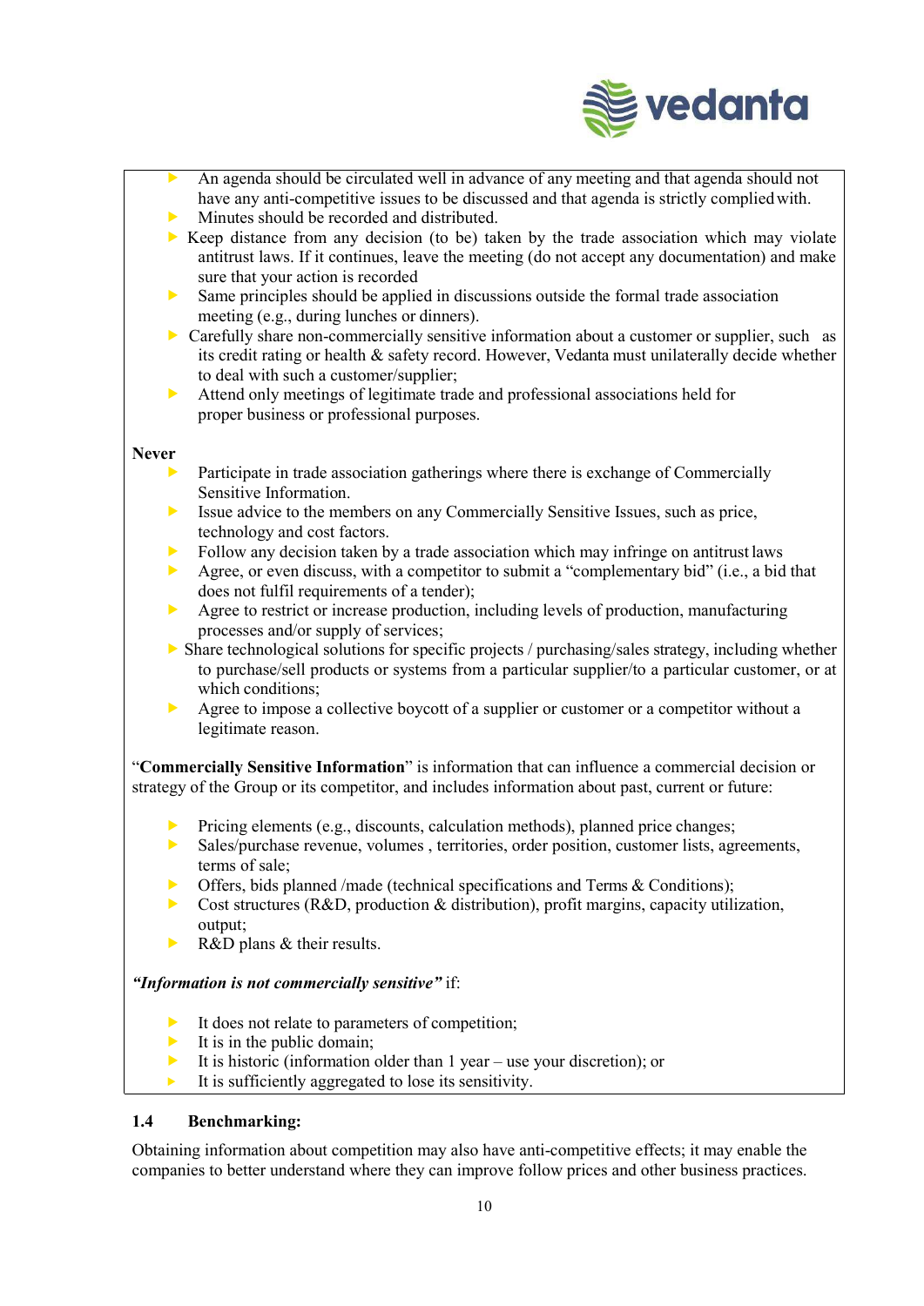- An agenda should be circulated well in advance of any meeting and that agenda should not have any anti-competitive issues to be discussed and that agenda is strictly complied with.
- Minutes should be recorded and distributed.
- Keep distance from any decision (to be) taken by the trade association which may violate antitrust laws. If it continues, leave the meeting (do not accept any documentation) and make sure that your action is recorded
- Same principles should be applied in discussions outside the formal trade association meeting (e.g., during lunches or dinners).
- Carefully share non-commercially sensitive information about a customer or supplier, such as its credit rating or health & safety record. However, Vedanta must unilaterally decide whether to deal with such a customer/supplier;
- Attend only meetings of legitimate trade and professional associations held for proper business or professional purposes.

**Never**

- Participate in trade association gatherings where there is exchange of Commercially Sensitive Information.
- Issue advice to the members on any Commercially Sensitive Issues, such as price, technology and cost factors.
- Follow any decision taken by a trade association which may infringe on antitrust laws
- Agree, or even discuss, with a competitor to submit a "complementary bid" (i.e., a bid that does not fulfil requirements of a tender);
- Agree to restrict or increase production, including levels of production, manufacturing processes and/or supply of services;
- Share technological solutions for specific projects / purchasing/sales strategy, including whether to purchase/sell products or systems from a particular supplier/to a particular customer, or at which conditions;
- Agree to impose a collective boycott of a supplier or customer or a competitor without a legitimate reason.

"**Commercially Sensitive Information**" is information that can influence a commercial decision or strategy of the Group or its competitor, and includes information about past, current or future:

- Pricing elements (e.g., discounts, calculation methods), planned price changes;
- Sales/purchase revenue, volumes , territories, order position, customer lists, agreements, terms of sale;
- Offers, bids planned /made (technical specifications and Terms & Conditions);
- Cost structures (R&D, production & distribution), profit margins, capacity utilization, output;
- R&D plans & their results.

***"Information is not commercially sensitive"*** if:

- It does not relate to parameters of competition;
- It is in the public domain;
- It is historic (information older than 1 year – use your discretion); or
- It is sufficiently aggregated to lose its sensitivity.

### 1.4 Benchmarking:

Obtaining information about competition may also have anti-competitive effects; it may enable the companies to better understand where they can improve follow prices and other business practices.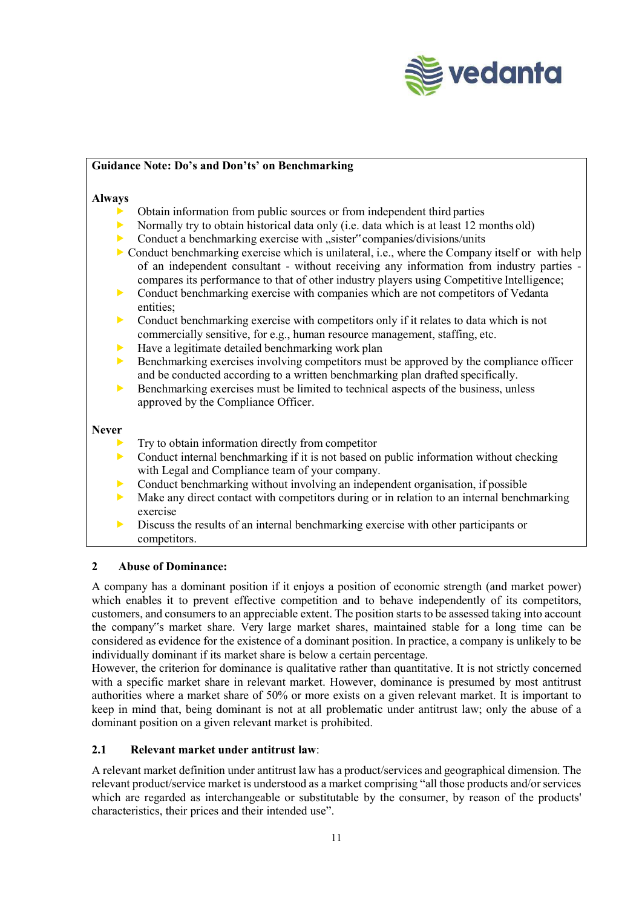**Guidance Note: Do's and Don'ts' on Benchmarking**

**Always**

- Obtain information from public sources or from independent third parties
- Normally try to obtain historical data only (i.e. data which is at least 12 months old)
- Conduct a benchmarking exercise with „sister" companies/divisions/units
- Conduct benchmarking exercise which is unilateral, i.e., where the Company itself or with help of an independent consultant - without receiving any information from industry parties - compares its performance to that of other industry players using Competitive Intelligence;
- Conduct benchmarking exercise with companies which are not competitors of Vedanta entities;
- Conduct benchmarking exercise with competitors only if it relates to data which is not commercially sensitive, for e.g., human resource management, staffing, etc.
- Have a legitimate detailed benchmarking work plan
- Benchmarking exercises involving competitors must be approved by the compliance officer and be conducted according to a written benchmarking plan drafted specifically.
- Benchmarking exercises must be limited to technical aspects of the business, unless approved by the Compliance Officer.

**Never**

- Try to obtain information directly from competitor
- Conduct internal benchmarking if it is not based on public information without checking with Legal and Compliance team of your company.
- Conduct benchmarking without involving an independent organisation, if possible
- Make any direct contact with competitors during or in relation to an internal benchmarking exercise
- Discuss the results of an internal benchmarking exercise with other participants or competitors.

## 2 Abuse of Dominance:

A company has a dominant position if it enjoys a position of economic strength (and market power) which enables it to prevent effective competition and to behave independently of its competitors, customers, and consumers to an appreciable extent. The position starts to be assessed taking into account the company"s market share. Very large market shares, maintained stable for a long time can be considered as evidence for the existence of a dominant position. In practice, a company is unlikely to be individually dominant if its market share is below a certain percentage.

However, the criterion for dominance is qualitative rather than quantitative. It is not strictly concerned with a specific market share in relevant market. However, dominance is presumed by most antitrust authorities where a market share of 50% or more exists on a given relevant market. It is important to keep in mind that, being dominant is not at all problematic under antitrust law; only the abuse of a dominant position on a given relevant market is prohibited.

### 2.1 Relevant market under antitrust law:

A relevant market definition under antitrust law has a product/services and geographical dimension. The relevant product/service market is understood as a market comprising "all those products and/or services which are regarded as interchangeable or substitutable by the consumer, by reason of the products' characteristics, their prices and their intended use".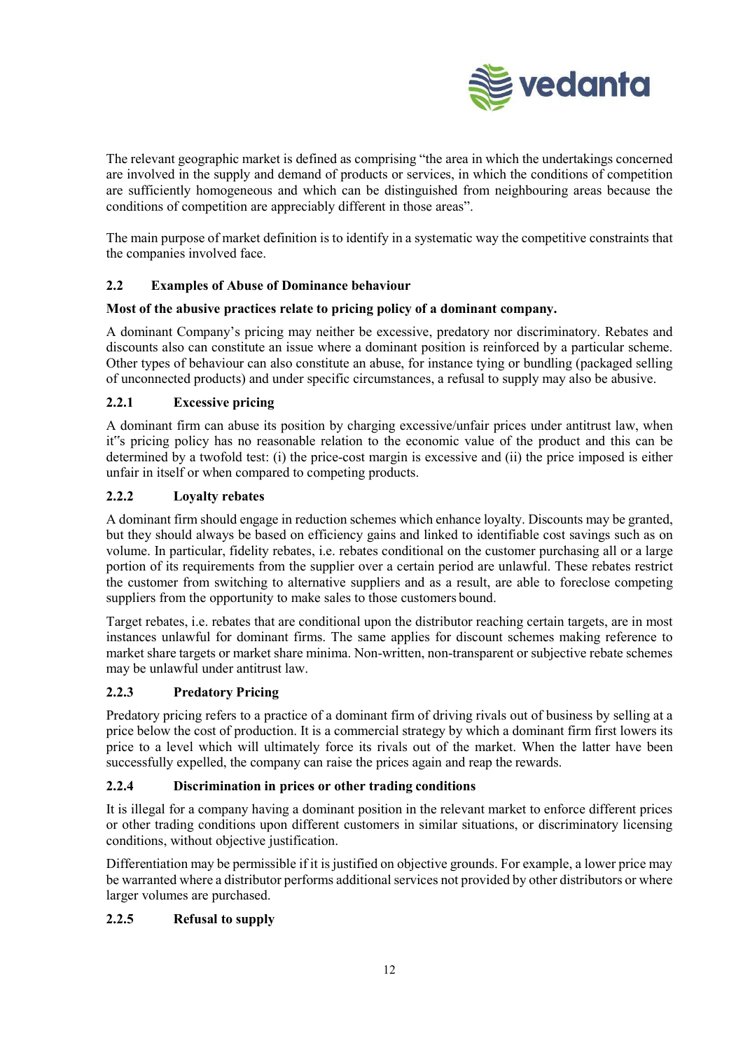The relevant geographic market is defined as comprising "the area in which the undertakings concerned are involved in the supply and demand of products or services, in which the conditions of competition are sufficiently homogeneous and which can be distinguished from neighbouring areas because the conditions of competition are appreciably different in those areas".

The main purpose of market definition is to identify in a systematic way the competitive constraints that the companies involved face.

### 2.2 Examples of Abuse of Dominance behaviour

**Most of the abusive practices relate to pricing policy of a dominant company.**

A dominant Company's pricing may neither be excessive, predatory nor discriminatory. Rebates and discounts also can constitute an issue where a dominant position is reinforced by a particular scheme. Other types of behaviour can also constitute an abuse, for instance tying or bundling (packaged selling of unconnected products) and under specific circumstances, a refusal to supply may also be abusive.

#### 2.2.1 Excessive pricing

A dominant firm can abuse its position by charging excessive/unfair prices under antitrust law, when it"s pricing policy has no reasonable relation to the economic value of the product and this can be determined by a twofold test: (i) the price-cost margin is excessive and (ii) the price imposed is either unfair in itself or when compared to competing products.

#### 2.2.2 Loyalty rebates

A dominant firm should engage in reduction schemes which enhance loyalty. Discounts may be granted, but they should always be based on efficiency gains and linked to identifiable cost savings such as on volume. In particular, fidelity rebates, i.e. rebates conditional on the customer purchasing all or a large portion of its requirements from the supplier over a certain period are unlawful. These rebates restrict the customer from switching to alternative suppliers and as a result, are able to foreclose competing suppliers from the opportunity to make sales to those customers bound.

Target rebates, i.e. rebates that are conditional upon the distributor reaching certain targets, are in most instances unlawful for dominant firms. The same applies for discount schemes making reference to market share targets or market share minima. Non-written, non-transparent or subjective rebate schemes may be unlawful under antitrust law.

#### 2.2.3 Predatory Pricing

Predatory pricing refers to a practice of a dominant firm of driving rivals out of business by selling at a price below the cost of production. It is a commercial strategy by which a dominant firm first lowers its price to a level which will ultimately force its rivals out of the market. When the latter have been successfully expelled, the company can raise the prices again and reap the rewards.

#### 2.2.4 Discrimination in prices or other trading conditions

It is illegal for a company having a dominant position in the relevant market to enforce different prices or other trading conditions upon different customers in similar situations, or discriminatory licensing conditions, without objective justification.

Differentiation may be permissible if it is justified on objective grounds. For example, a lower price may be warranted where a distributor performs additional services not provided by other distributors or where larger volumes are purchased.

#### 2.2.5 Refusal to supply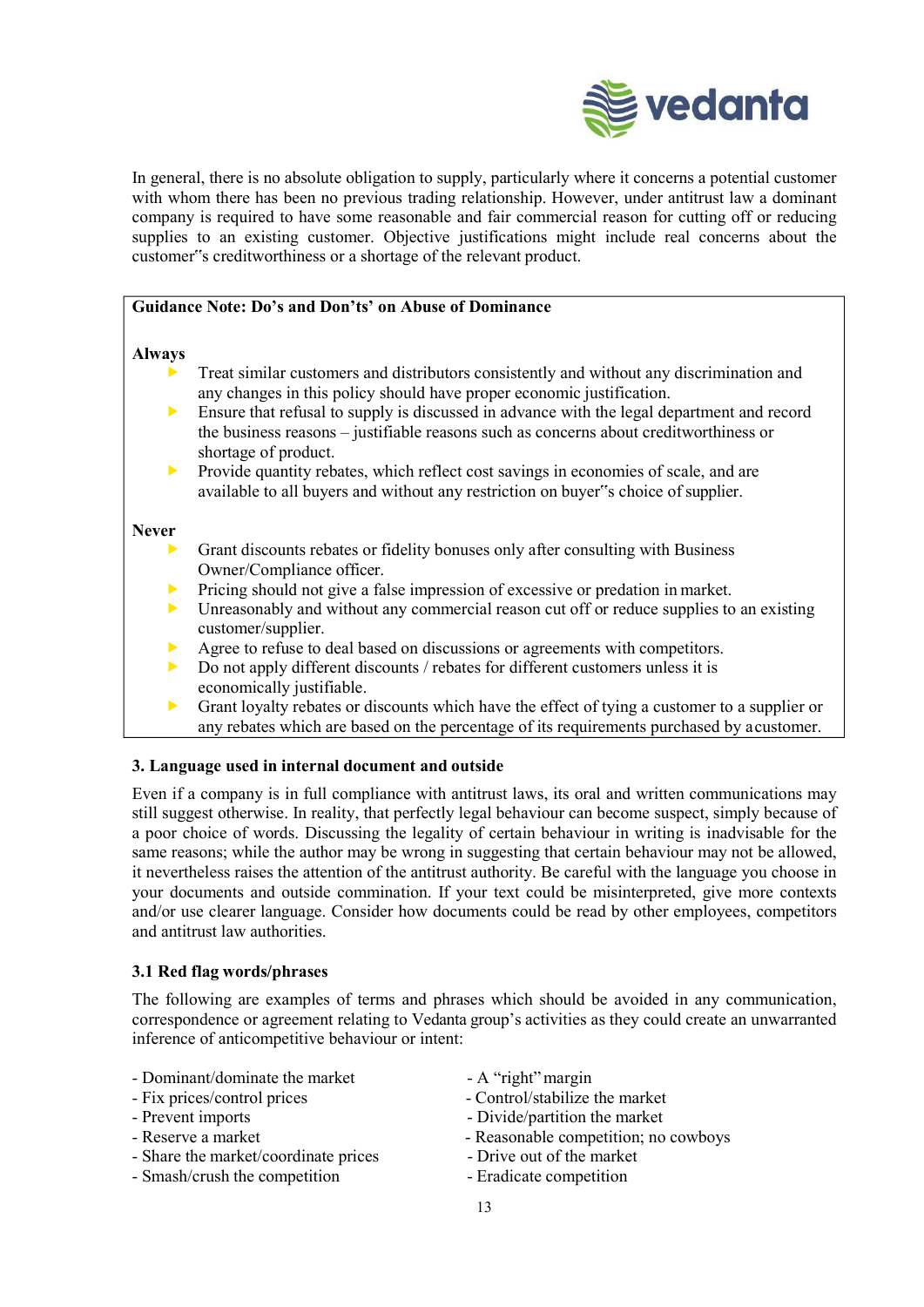In general, there is no absolute obligation to supply, particularly where it concerns a potential customer with whom there has been no previous trading relationship. However, under antitrust law a dominant company is required to have some reasonable and fair commercial reason for cutting off or reducing supplies to an existing customer. Objective justifications might include real concerns about the customer"s creditworthiness or a shortage of the relevant product.

**Guidance Note: Do's and Don'ts' on Abuse of Dominance**

**Always**

- Treat similar customers and distributors consistently and without any discrimination and any changes in this policy should have proper economic justification.
- Ensure that refusal to supply is discussed in advance with the legal department and record the business reasons – justifiable reasons such as concerns about creditworthiness or shortage of product.
- Provide quantity rebates, which reflect cost savings in economies of scale, and are available to all buyers and without any restriction on buyer"s choice of supplier.

**Never**

- Grant discounts rebates or fidelity bonuses only after consulting with Business Owner/Compliance officer.
- Pricing should not give a false impression of excessive or predation in market.
- Unreasonably and without any commercial reason cut off or reduce supplies to an existing customer/supplier.
- Agree to refuse to deal based on discussions or agreements with competitors.
- Do not apply different discounts / rebates for different customers unless it is economically justifiable.
- Grant loyalty rebates or discounts which have the effect of tying a customer to a supplier or any rebates which are based on the percentage of its requirements purchased by a customer.

### 3. Language used in internal document and outside

Even if a company is in full compliance with antitrust laws, its oral and written communications may still suggest otherwise. In reality, that perfectly legal behaviour can become suspect, simply because of a poor choice of words. Discussing the legality of certain behaviour in writing is inadvisable for the same reasons; while the author may be wrong in suggesting that certain behaviour may not be allowed, it nevertheless raises the attention of the antitrust authority. Be careful with the language you choose in your documents and outside commination. If your text could be misinterpreted, give more contexts and/or use clearer language. Consider how documents could be read by other employees, competitors and antitrust law authorities.

#### 3.1 Red flag words/phrases

The following are examples of terms and phrases which should be avoided in any communication, correspondence or agreement relating to Vedanta group's activities as they could create an unwarranted inference of anticompetitive behaviour or intent:

- Dominant/dominate the market
- Fix prices/control prices
- Prevent imports
- Reserve a market
- Share the market/coordinate prices
- Smash/crush the competition
- A "right" margin
- Control/stabilize the market
- Divide/partition the market
- Reasonable competition; no cowboys
- Drive out of the market
- Eradicate competition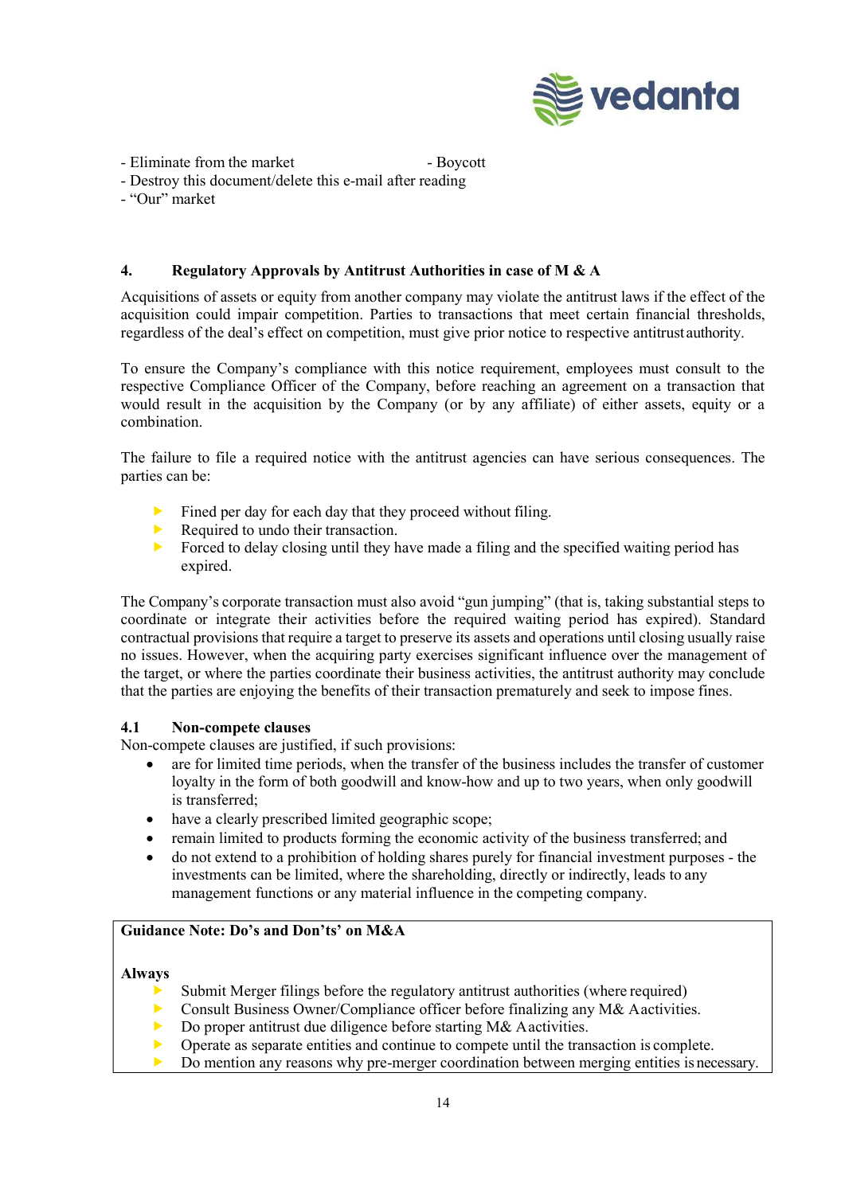- Eliminate from the market - Boycott
- Destroy this document/delete this e-mail after reading
- "Our" market

## 4. Regulatory Approvals by Antitrust Authorities in case of M & A

Acquisitions of assets or equity from another company may violate the antitrust laws if the effect of the acquisition could impair competition. Parties to transactions that meet certain financial thresholds, regardless of the deal's effect on competition, must give prior notice to respective antitrust authority.

To ensure the Company's compliance with this notice requirement, employees must consult to the respective Compliance Officer of the Company, before reaching an agreement on a transaction that would result in the acquisition by the Company (or by any affiliate) of either assets, equity or a combination.

The failure to file a required notice with the antitrust agencies can have serious consequences. The parties can be:

- Fined per day for each day that they proceed without filing.
- Required to undo their transaction.
- Forced to delay closing until they have made a filing and the specified waiting period has expired.

The Company's corporate transaction must also avoid "gun jumping" (that is, taking substantial steps to coordinate or integrate their activities before the required waiting period has expired). Standard contractual provisions that require a target to preserve its assets and operations until closing usually raise no issues. However, when the acquiring party exercises significant influence over the management of the target, or where the parties coordinate their business activities, the antitrust authority may conclude that the parties are enjoying the benefits of their transaction prematurely and seek to impose fines.

### 4.1 Non-compete clauses

Non-compete clauses are justified, if such provisions:

- are for limited time periods, when the transfer of the business includes the transfer of customer loyalty in the form of both goodwill and know-how and up to two years, when only goodwill is transferred;
- have a clearly prescribed limited geographic scope;
- remain limited to products forming the economic activity of the business transferred; and
- do not extend to a prohibition of holding shares purely for financial investment purposes - the investments can be limited, where the shareholding, directly or indirectly, leads to any management functions or any material influence in the competing company.

**Guidance Note: Do's and Don'ts' on M&A**

**Always**

- Submit Merger filings before the regulatory antitrust authorities (where required)
- Consult Business Owner/Compliance officer before finalizing any M& A activities.
- Do proper antitrust due diligence before starting M& A activities.
- Operate as separate entities and continue to compete until the transaction is complete.
- Do mention any reasons why pre-merger coordination between merging entities is necessary.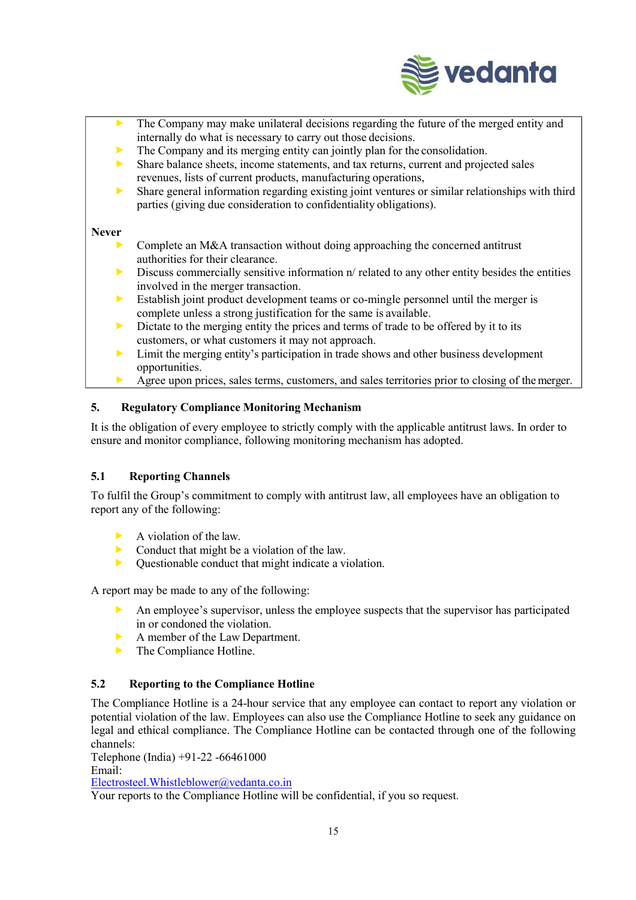- The Company may make unilateral decisions regarding the future of the merged entity and internally do what is necessary to carry out those decisions.
- The Company and its merging entity can jointly plan for the consolidation.
- Share balance sheets, income statements, and tax returns, current and projected sales revenues, lists of current products, manufacturing operations,
- Share general information regarding existing joint ventures or similar relationships with third parties (giving due consideration to confidentiality obligations).

**Never**

- Complete an M&A transaction without doing approaching the concerned antitrust authorities for their clearance.
- Discuss commercially sensitive information n/ related to any other entity besides the entities involved in the merger transaction.
- Establish joint product development teams or co-mingle personnel until the merger is complete unless a strong justification for the same is available.
- Dictate to the merging entity the prices and terms of trade to be offered by it to its customers, or what customers it may not approach.
- Limit the merging entity's participation in trade shows and other business development opportunities.
- Agree upon prices, sales terms, customers, and sales territories prior to closing of the merger.

## 5. Regulatory Compliance Monitoring Mechanism

It is the obligation of every employee to strictly comply with the applicable antitrust laws. In order to ensure and monitor compliance, following monitoring mechanism has adopted.

### 5.1 Reporting Channels

To fulfil the Group's commitment to comply with antitrust law, all employees have an obligation to report any of the following:

- A violation of the law.
- Conduct that might be a violation of the law.
- Questionable conduct that might indicate a violation.

A report may be made to any of the following:

- An employee's supervisor, unless the employee suspects that the supervisor has participated in or condoned the violation.
- A member of the Law Department.
- The Compliance Hotline.

### 5.2 Reporting to the Compliance Hotline

The Compliance Hotline is a 24-hour service that any employee can contact to report any violation or potential violation of the law. Employees can also use the Compliance Hotline to seek any guidance on legal and ethical compliance. The Compliance Hotline can be contacted through one of the following channels:
Telephone (India) +91-22 -66461000
Email:
Electrosteel.Whistleblower@vedanta.co.in
Your reports to the Compliance Hotline will be confidential, if you so request.